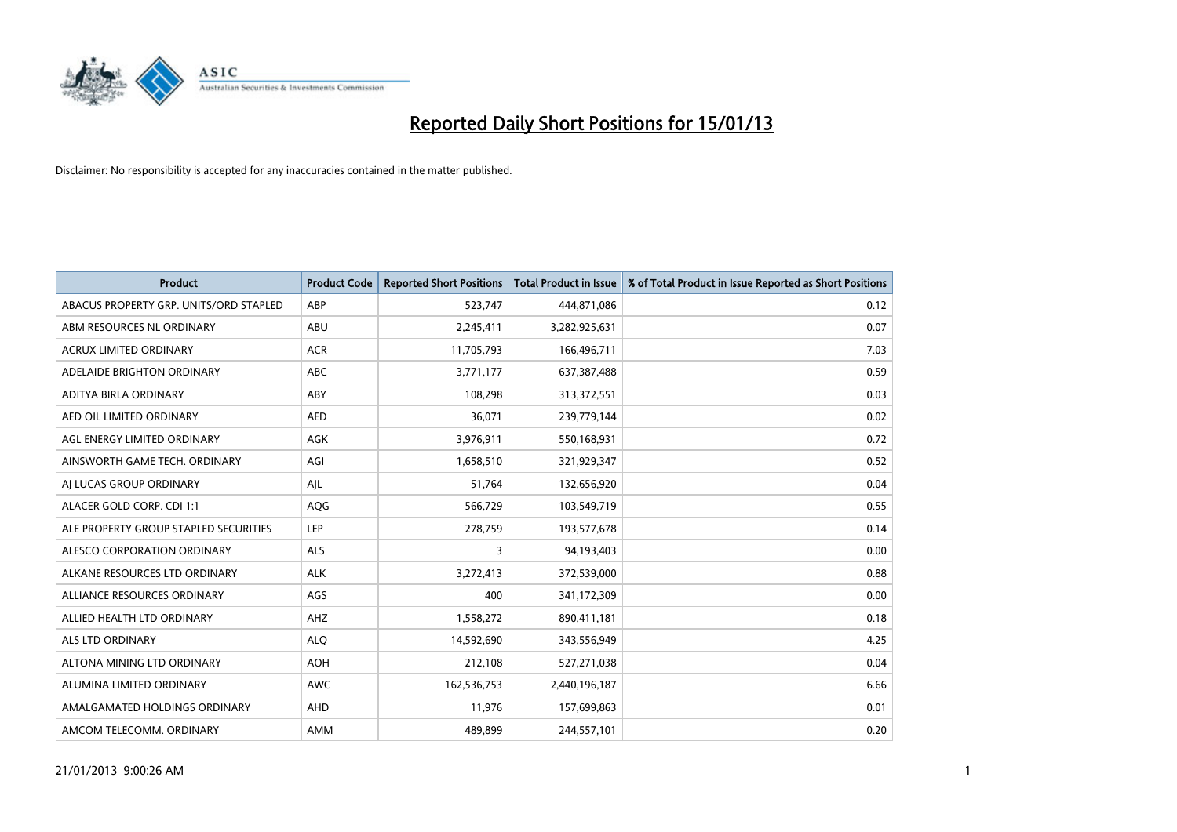# Reported Daily Short Positions for 15/01/13

Disclaimer: No responsibility is accepted for any inaccuracies contained in the matter published.

| Product | Product Code | Reported Short Positions | Total Product in Issue | % of Total Product in Issue Reported as Short Positions |
|---|---|---|---|---|
| ABACUS PROPERTY GRP. UNITS/ORD STAPLED | ABP | 523,747 | 444,871,086 | 0.12 |
| ABM RESOURCES NL ORDINARY | ABU | 2,245,411 | 3,282,925,631 | 0.07 |
| ACRUX LIMITED ORDINARY | ACR | 11,705,793 | 166,496,711 | 7.03 |
| ADELAIDE BRIGHTON ORDINARY | ABC | 3,771,177 | 637,387,488 | 0.59 |
| ADITYA BIRLA ORDINARY | ABY | 108,298 | 313,372,551 | 0.03 |
| AED OIL LIMITED ORDINARY | AED | 36,071 | 239,779,144 | 0.02 |
| AGL ENERGY LIMITED ORDINARY | AGK | 3,976,911 | 550,168,931 | 0.72 |
| AINSWORTH GAME TECH. ORDINARY | AGI | 1,658,510 | 321,929,347 | 0.52 |
| AJ LUCAS GROUP ORDINARY | AJL | 51,764 | 132,656,920 | 0.04 |
| ALACER GOLD CORP. CDI 1:1 | AQG | 566,729 | 103,549,719 | 0.55 |
| ALE PROPERTY GROUP STAPLED SECURITIES | LEP | 278,759 | 193,577,678 | 0.14 |
| ALESCO CORPORATION ORDINARY | ALS | 3 | 94,193,403 | 0.00 |
| ALKANE RESOURCES LTD ORDINARY | ALK | 3,272,413 | 372,539,000 | 0.88 |
| ALLIANCE RESOURCES ORDINARY | AGS | 400 | 341,172,309 | 0.00 |
| ALLIED HEALTH LTD ORDINARY | AHZ | 1,558,272 | 890,411,181 | 0.18 |
| ALS LTD ORDINARY | ALQ | 14,592,690 | 343,556,949 | 4.25 |
| ALTONA MINING LTD ORDINARY | AOH | 212,108 | 527,271,038 | 0.04 |
| ALUMINA LIMITED ORDINARY | AWC | 162,536,753 | 2,440,196,187 | 6.66 |
| AMALGAMATED HOLDINGS ORDINARY | AHD | 11,976 | 157,699,863 | 0.01 |
| AMCOM TELECOMM. ORDINARY | AMM | 489,899 | 244,557,101 | 0.20 |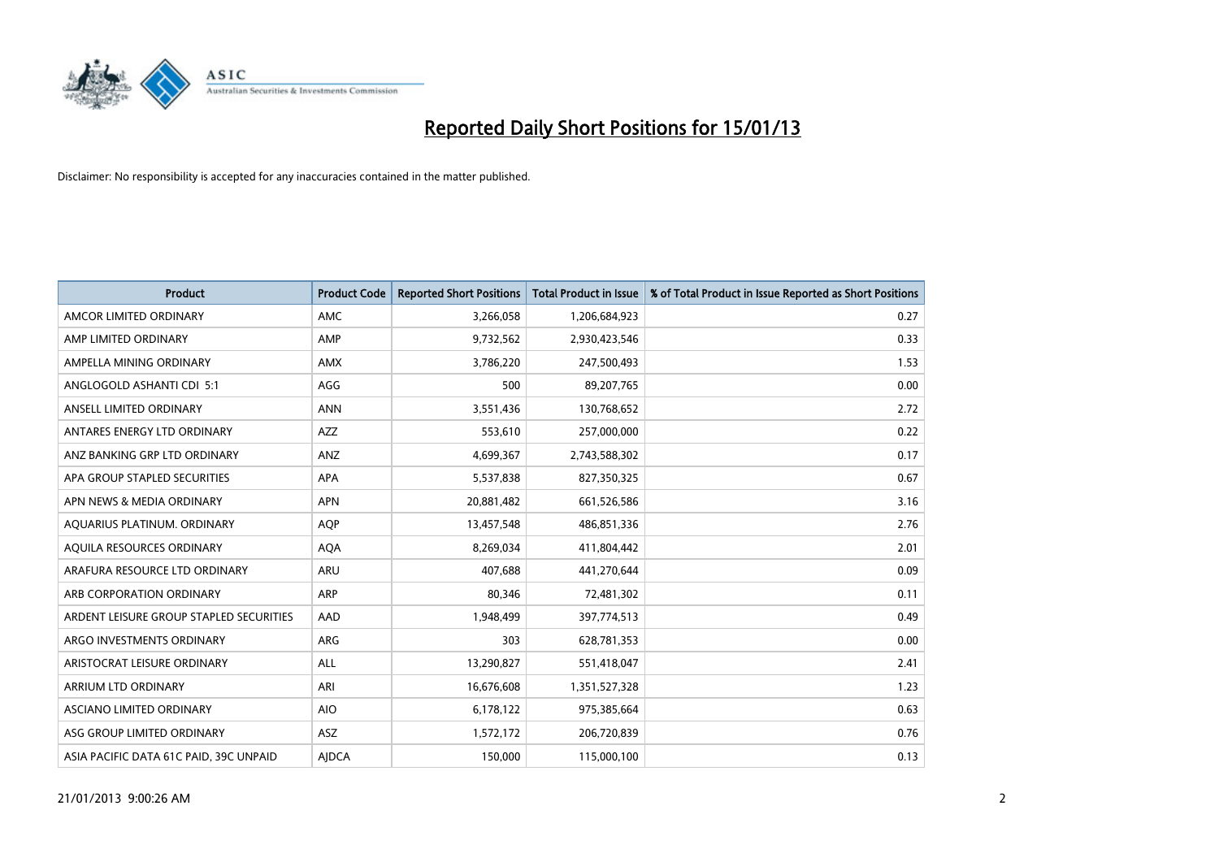# Reported Daily Short Positions for 15/01/13

Disclaimer: No responsibility is accepted for any inaccuracies contained in the matter published.

| Product | Product Code | Reported Short Positions | Total Product in Issue | % of Total Product in Issue Reported as Short Positions |
|---|---|---|---|---|
| AMCOR LIMITED ORDINARY | AMC | 3,266,058 | 1,206,684,923 | 0.27 |
| AMP LIMITED ORDINARY | AMP | 9,732,562 | 2,930,423,546 | 0.33 |
| AMPELLA MINING ORDINARY | AMX | 3,786,220 | 247,500,493 | 1.53 |
| ANGLOGOLD ASHANTI CDI 5:1 | AGG | 500 | 89,207,765 | 0.00 |
| ANSELL LIMITED ORDINARY | ANN | 3,551,436 | 130,768,652 | 2.72 |
| ANTARES ENERGY LTD ORDINARY | AZZ | 553,610 | 257,000,000 | 0.22 |
| ANZ BANKING GRP LTD ORDINARY | ANZ | 4,699,367 | 2,743,588,302 | 0.17 |
| APA GROUP STAPLED SECURITIES | APA | 5,537,838 | 827,350,325 | 0.67 |
| APN NEWS & MEDIA ORDINARY | APN | 20,881,482 | 661,526,586 | 3.16 |
| AQUARIUS PLATINUM. ORDINARY | AQP | 13,457,548 | 486,851,336 | 2.76 |
| AQUILA RESOURCES ORDINARY | AQA | 8,269,034 | 411,804,442 | 2.01 |
| ARAFURA RESOURCE LTD ORDINARY | ARU | 407,688 | 441,270,644 | 0.09 |
| ARB CORPORATION ORDINARY | ARP | 80,346 | 72,481,302 | 0.11 |
| ARDENT LEISURE GROUP STAPLED SECURITIES | AAD | 1,948,499 | 397,774,513 | 0.49 |
| ARGO INVESTMENTS ORDINARY | ARG | 303 | 628,781,353 | 0.00 |
| ARISTOCRAT LEISURE ORDINARY | ALL | 13,290,827 | 551,418,047 | 2.41 |
| ARRIUM LTD ORDINARY | ARI | 16,676,608 | 1,351,527,328 | 1.23 |
| ASCIANO LIMITED ORDINARY | AIO | 6,178,122 | 975,385,664 | 0.63 |
| ASG GROUP LIMITED ORDINARY | ASZ | 1,572,172 | 206,720,839 | 0.76 |
| ASIA PACIFIC DATA 61C PAID, 39C UNPAID | AJDCA | 150,000 | 115,000,100 | 0.13 |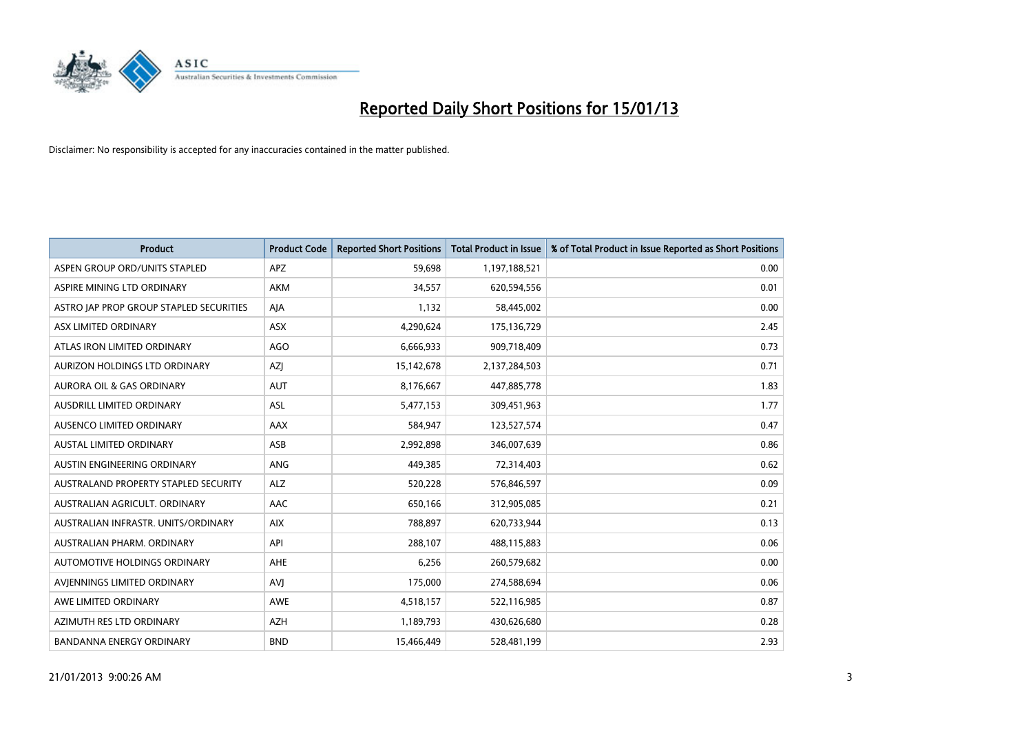# Reported Daily Short Positions for 15/01/13

Disclaimer: No responsibility is accepted for any inaccuracies contained in the matter published.

| Product | Product Code | Reported Short Positions | Total Product in Issue | % of Total Product in Issue Reported as Short Positions |
|---|---|---|---|---|
| ASPEN GROUP ORD/UNITS STAPLED | APZ | 59,698 | 1,197,188,521 | 0.00 |
| ASPIRE MINING LTD ORDINARY | AKM | 34,557 | 620,594,556 | 0.01 |
| ASTRO JAP PROP GROUP STAPLED SECURITIES | AJA | 1,132 | 58,445,002 | 0.00 |
| ASX LIMITED ORDINARY | ASX | 4,290,624 | 175,136,729 | 2.45 |
| ATLAS IRON LIMITED ORDINARY | AGO | 6,666,933 | 909,718,409 | 0.73 |
| AURIZON HOLDINGS LTD ORDINARY | AZJ | 15,142,678 | 2,137,284,503 | 0.71 |
| AURORA OIL & GAS ORDINARY | AUT | 8,176,667 | 447,885,778 | 1.83 |
| AUSDRILL LIMITED ORDINARY | ASL | 5,477,153 | 309,451,963 | 1.77 |
| AUSENCO LIMITED ORDINARY | AAX | 584,947 | 123,527,574 | 0.47 |
| AUSTAL LIMITED ORDINARY | ASB | 2,992,898 | 346,007,639 | 0.86 |
| AUSTIN ENGINEERING ORDINARY | ANG | 449,385 | 72,314,403 | 0.62 |
| AUSTRALAND PROPERTY STAPLED SECURITY | ALZ | 520,228 | 576,846,597 | 0.09 |
| AUSTRALIAN AGRICULT. ORDINARY | AAC | 650,166 | 312,905,085 | 0.21 |
| AUSTRALIAN INFRASTR. UNITS/ORDINARY | AIX | 788,897 | 620,733,944 | 0.13 |
| AUSTRALIAN PHARM. ORDINARY | API | 288,107 | 488,115,883 | 0.06 |
| AUTOMOTIVE HOLDINGS ORDINARY | AHE | 6,256 | 260,579,682 | 0.00 |
| AVJENNINGS LIMITED ORDINARY | AVJ | 175,000 | 274,588,694 | 0.06 |
| AWE LIMITED ORDINARY | AWE | 4,518,157 | 522,116,985 | 0.87 |
| AZIMUTH RES LTD ORDINARY | AZH | 1,189,793 | 430,626,680 | 0.28 |
| BANDANNA ENERGY ORDINARY | BND | 15,466,449 | 528,481,199 | 2.93 |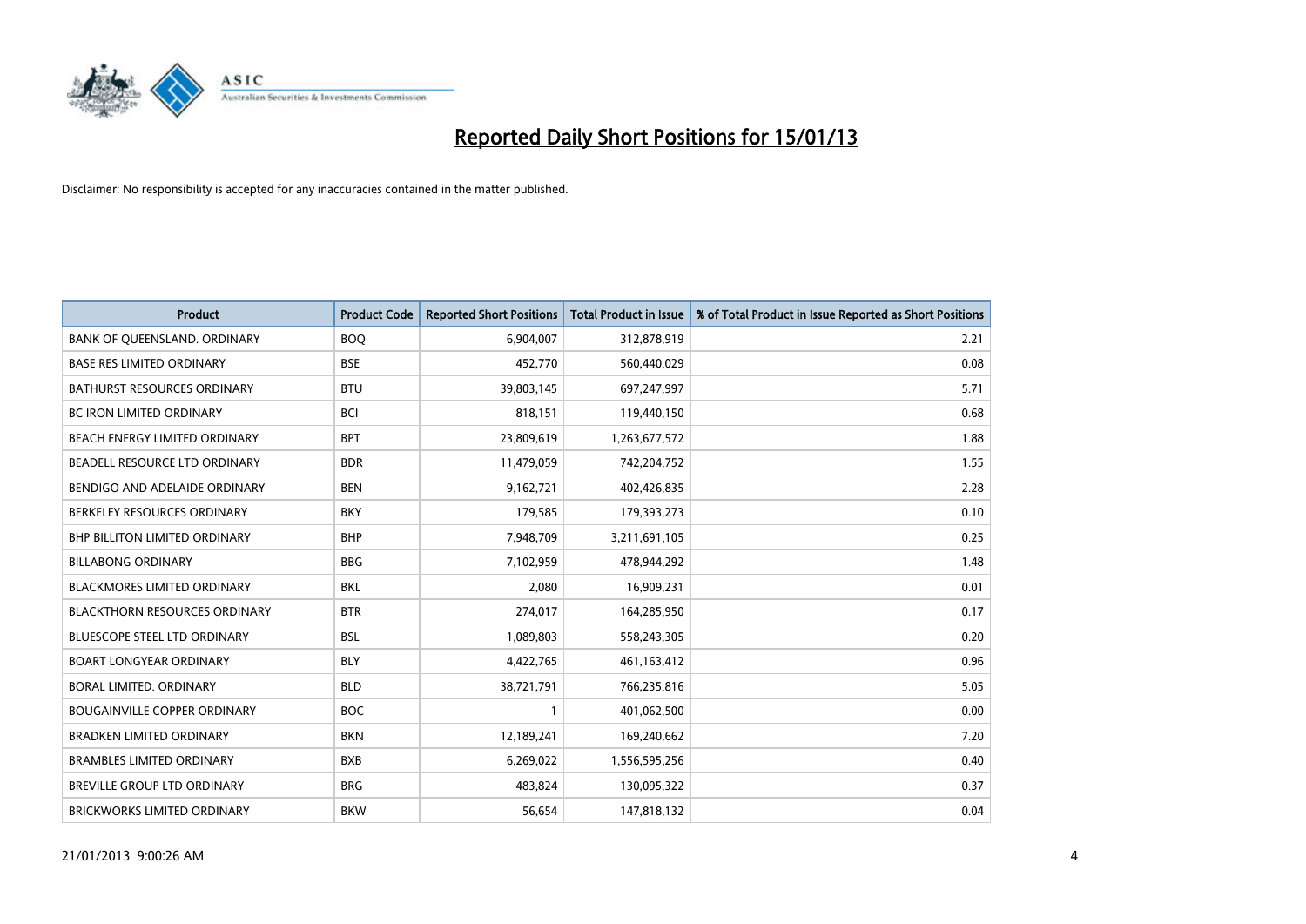# Reported Daily Short Positions for 15/01/13

Disclaimer: No responsibility is accepted for any inaccuracies contained in the matter published.

| Product | Product Code | Reported Short Positions | Total Product in Issue | % of Total Product in Issue Reported as Short Positions |
|---|---|---|---|---|
| BANK OF QUEENSLAND. ORDINARY | BOQ | 6,904,007 | 312,878,919 | 2.21 |
| BASE RES LIMITED ORDINARY | BSE | 452,770 | 560,440,029 | 0.08 |
| BATHURST RESOURCES ORDINARY | BTU | 39,803,145 | 697,247,997 | 5.71 |
| BC IRON LIMITED ORDINARY | BCI | 818,151 | 119,440,150 | 0.68 |
| BEACH ENERGY LIMITED ORDINARY | BPT | 23,809,619 | 1,263,677,572 | 1.88 |
| BEADELL RESOURCE LTD ORDINARY | BDR | 11,479,059 | 742,204,752 | 1.55 |
| BENDIGO AND ADELAIDE ORDINARY | BEN | 9,162,721 | 402,426,835 | 2.28 |
| BERKELEY RESOURCES ORDINARY | BKY | 179,585 | 179,393,273 | 0.10 |
| BHP BILLITON LIMITED ORDINARY | BHP | 7,948,709 | 3,211,691,105 | 0.25 |
| BILLABONG ORDINARY | BBG | 7,102,959 | 478,944,292 | 1.48 |
| BLACKMORES LIMITED ORDINARY | BKL | 2,080 | 16,909,231 | 0.01 |
| BLACKTHORN RESOURCES ORDINARY | BTR | 274,017 | 164,285,950 | 0.17 |
| BLUESCOPE STEEL LTD ORDINARY | BSL | 1,089,803 | 558,243,305 | 0.20 |
| BOART LONGYEAR ORDINARY | BLY | 4,422,765 | 461,163,412 | 0.96 |
| BORAL LIMITED. ORDINARY | BLD | 38,721,791 | 766,235,816 | 5.05 |
| BOUGAINVILLE COPPER ORDINARY | BOC | 1 | 401,062,500 | 0.00 |
| BRADKEN LIMITED ORDINARY | BKN | 12,189,241 | 169,240,662 | 7.20 |
| BRAMBLES LIMITED ORDINARY | BXB | 6,269,022 | 1,556,595,256 | 0.40 |
| BREVILLE GROUP LTD ORDINARY | BRG | 483,824 | 130,095,322 | 0.37 |
| BRICKWORKS LIMITED ORDINARY | BKW | 56,654 | 147,818,132 | 0.04 |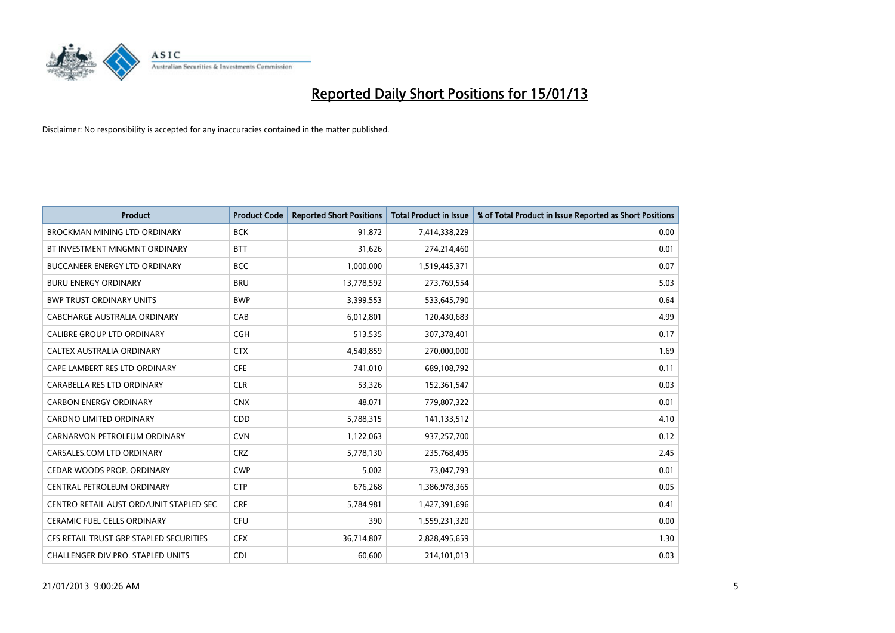# Reported Daily Short Positions for 15/01/13

Disclaimer: No responsibility is accepted for any inaccuracies contained in the matter published.

| Product | Product Code | Reported Short Positions | Total Product in Issue | % of Total Product in Issue Reported as Short Positions |
|---|---|---|---|---|
| BROCKMAN MINING LTD ORDINARY | BCK | 91,872 | 7,414,338,229 | 0.00 |
| BT INVESTMENT MNGMNT ORDINARY | BTT | 31,626 | 274,214,460 | 0.01 |
| BUCCANEER ENERGY LTD ORDINARY | BCC | 1,000,000 | 1,519,445,371 | 0.07 |
| BURU ENERGY ORDINARY | BRU | 13,778,592 | 273,769,554 | 5.03 |
| BWP TRUST ORDINARY UNITS | BWP | 3,399,553 | 533,645,790 | 0.64 |
| CABCHARGE AUSTRALIA ORDINARY | CAB | 6,012,801 | 120,430,683 | 4.99 |
| CALIBRE GROUP LTD ORDINARY | CGH | 513,535 | 307,378,401 | 0.17 |
| CALTEX AUSTRALIA ORDINARY | CTX | 4,549,859 | 270,000,000 | 1.69 |
| CAPE LAMBERT RES LTD ORDINARY | CFE | 741,010 | 689,108,792 | 0.11 |
| CARABELLA RES LTD ORDINARY | CLR | 53,326 | 152,361,547 | 0.03 |
| CARBON ENERGY ORDINARY | CNX | 48,071 | 779,807,322 | 0.01 |
| CARDNO LIMITED ORDINARY | CDD | 5,788,315 | 141,133,512 | 4.10 |
| CARNARVON PETROLEUM ORDINARY | CVN | 1,122,063 | 937,257,700 | 0.12 |
| CARSALES.COM LTD ORDINARY | CRZ | 5,778,130 | 235,768,495 | 2.45 |
| CEDAR WOODS PROP. ORDINARY | CWP | 5,002 | 73,047,793 | 0.01 |
| CENTRAL PETROLEUM ORDINARY | CTP | 676,268 | 1,386,978,365 | 0.05 |
| CENTRO RETAIL AUST ORD/UNIT STAPLED SEC | CRF | 5,784,981 | 1,427,391,696 | 0.41 |
| CERAMIC FUEL CELLS ORDINARY | CFU | 390 | 1,559,231,320 | 0.00 |
| CFS RETAIL TRUST GRP STAPLED SECURITIES | CFX | 36,714,807 | 2,828,495,659 | 1.30 |
| CHALLENGER DIV.PRO. STAPLED UNITS | CDI | 60,600 | 214,101,013 | 0.03 |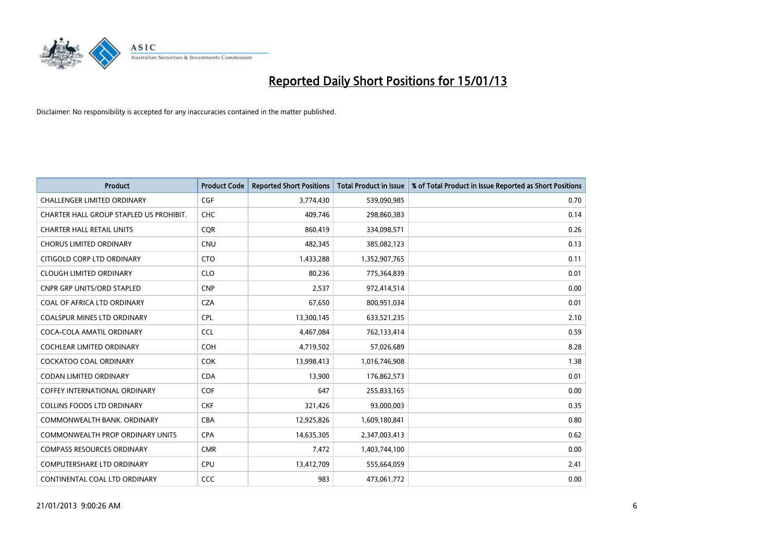# Reported Daily Short Positions for 15/01/13

Disclaimer: No responsibility is accepted for any inaccuracies contained in the matter published.

| Product | Product Code | Reported Short Positions | Total Product in Issue | % of Total Product in Issue Reported as Short Positions |
|---|---|---|---|---|
| CHALLENGER LIMITED ORDINARY | CGF | 3,774,430 | 539,090,985 | 0.70 |
| CHARTER HALL GROUP STAPLED US PROHIBIT. | CHC | 409,746 | 298,860,383 | 0.14 |
| CHARTER HALL RETAIL UNITS | CQR | 860,419 | 334,098,571 | 0.26 |
| CHORUS LIMITED ORDINARY | CNU | 482,345 | 385,082,123 | 0.13 |
| CITIGOLD CORP LTD ORDINARY | CTO | 1,433,288 | 1,352,907,765 | 0.11 |
| CLOUGH LIMITED ORDINARY | CLO | 80,236 | 775,364,839 | 0.01 |
| CNPR GRP UNITS/ORD STAPLED | CNP | 2,537 | 972,414,514 | 0.00 |
| COAL OF AFRICA LTD ORDINARY | CZA | 67,650 | 800,951,034 | 0.01 |
| COALSPUR MINES LTD ORDINARY | CPL | 13,300,145 | 633,521,235 | 2.10 |
| COCA-COLA AMATIL ORDINARY | CCL | 4,467,084 | 762,133,414 | 0.59 |
| COCHLEAR LIMITED ORDINARY | COH | 4,719,502 | 57,026,689 | 8.28 |
| COCKATOO COAL ORDINARY | COK | 13,998,413 | 1,016,746,908 | 1.38 |
| CODAN LIMITED ORDINARY | CDA | 13,900 | 176,862,573 | 0.01 |
| COFFEY INTERNATIONAL ORDINARY | COF | 647 | 255,833,165 | 0.00 |
| COLLINS FOODS LTD ORDINARY | CKF | 321,426 | 93,000,003 | 0.35 |
| COMMONWEALTH BANK. ORDINARY | CBA | 12,925,826 | 1,609,180,841 | 0.80 |
| COMMONWEALTH PROP ORDINARY UNITS | CPA | 14,635,305 | 2,347,003,413 | 0.62 |
| COMPASS RESOURCES ORDINARY | CMR | 7,472 | 1,403,744,100 | 0.00 |
| COMPUTERSHARE LTD ORDINARY | CPU | 13,412,709 | 555,664,059 | 2.41 |
| CONTINENTAL COAL LTD ORDINARY | CCC | 983 | 473,061,772 | 0.00 |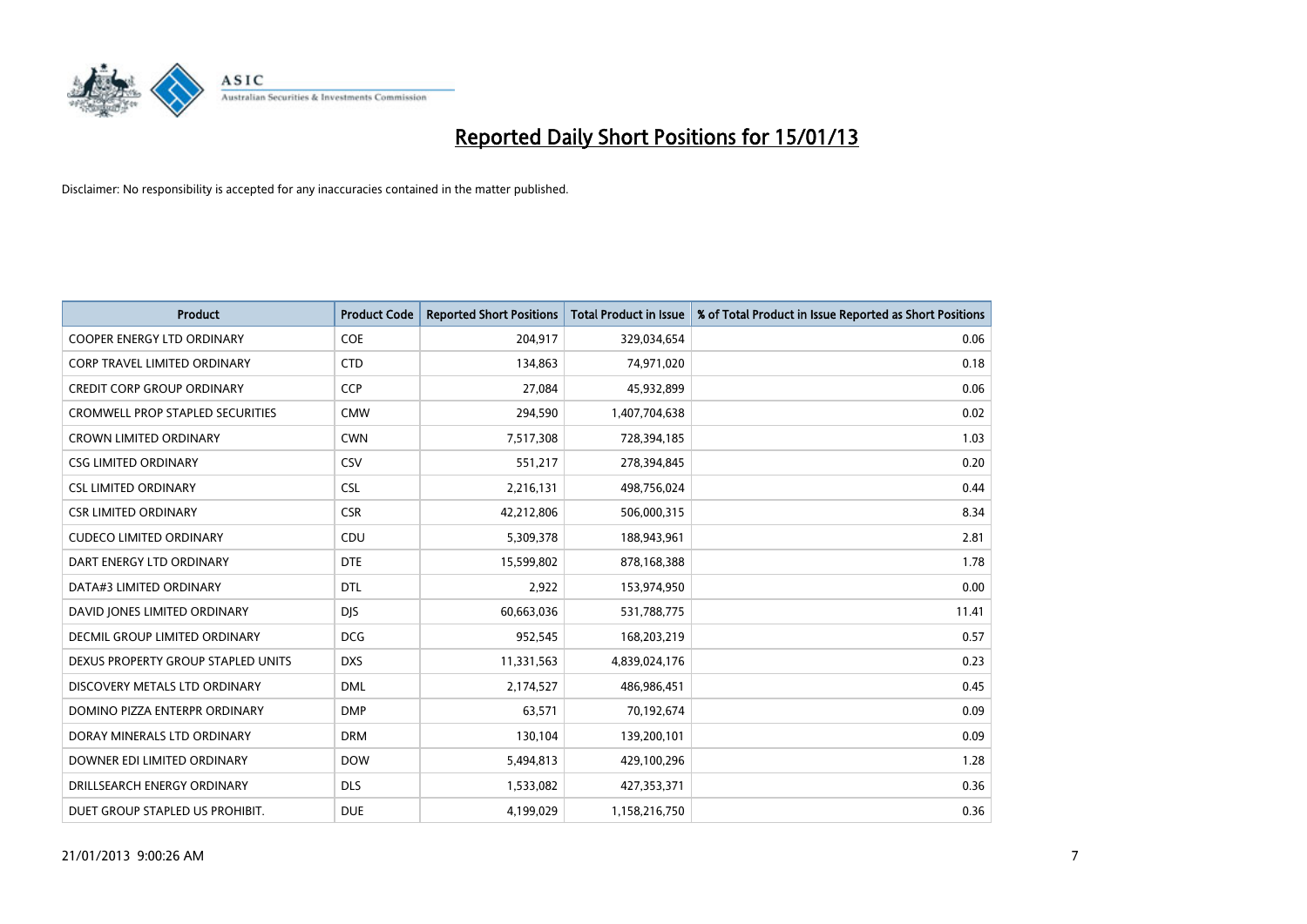# Reported Daily Short Positions for 15/01/13

Disclaimer: No responsibility is accepted for any inaccuracies contained in the matter published.

| Product | Product Code | Reported Short Positions | Total Product in Issue | % of Total Product in Issue Reported as Short Positions |
|---|---|---|---|---|
| COOPER ENERGY LTD ORDINARY | COE | 204,917 | 329,034,654 | 0.06 |
| CORP TRAVEL LIMITED ORDINARY | CTD | 134,863 | 74,971,020 | 0.18 |
| CREDIT CORP GROUP ORDINARY | CCP | 27,084 | 45,932,899 | 0.06 |
| CROMWELL PROP STAPLED SECURITIES | CMW | 294,590 | 1,407,704,638 | 0.02 |
| CROWN LIMITED ORDINARY | CWN | 7,517,308 | 728,394,185 | 1.03 |
| CSG LIMITED ORDINARY | CSV | 551,217 | 278,394,845 | 0.20 |
| CSL LIMITED ORDINARY | CSL | 2,216,131 | 498,756,024 | 0.44 |
| CSR LIMITED ORDINARY | CSR | 42,212,806 | 506,000,315 | 8.34 |
| CUDECO LIMITED ORDINARY | CDU | 5,309,378 | 188,943,961 | 2.81 |
| DART ENERGY LTD ORDINARY | DTE | 15,599,802 | 878,168,388 | 1.78 |
| DATA#3 LIMITED ORDINARY | DTL | 2,922 | 153,974,950 | 0.00 |
| DAVID JONES LIMITED ORDINARY | DJS | 60,663,036 | 531,788,775 | 11.41 |
| DECMIL GROUP LIMITED ORDINARY | DCG | 952,545 | 168,203,219 | 0.57 |
| DEXUS PROPERTY GROUP STAPLED UNITS | DXS | 11,331,563 | 4,839,024,176 | 0.23 |
| DISCOVERY METALS LTD ORDINARY | DML | 2,174,527 | 486,986,451 | 0.45 |
| DOMINO PIZZA ENTERPR ORDINARY | DMP | 63,571 | 70,192,674 | 0.09 |
| DORAY MINERALS LTD ORDINARY | DRM | 130,104 | 139,200,101 | 0.09 |
| DOWNER EDI LIMITED ORDINARY | DOW | 5,494,813 | 429,100,296 | 1.28 |
| DRILLSEARCH ENERGY ORDINARY | DLS | 1,533,082 | 427,353,371 | 0.36 |
| DUET GROUP STAPLED US PROHIBIT. | DUE | 4,199,029 | 1,158,216,750 | 0.36 |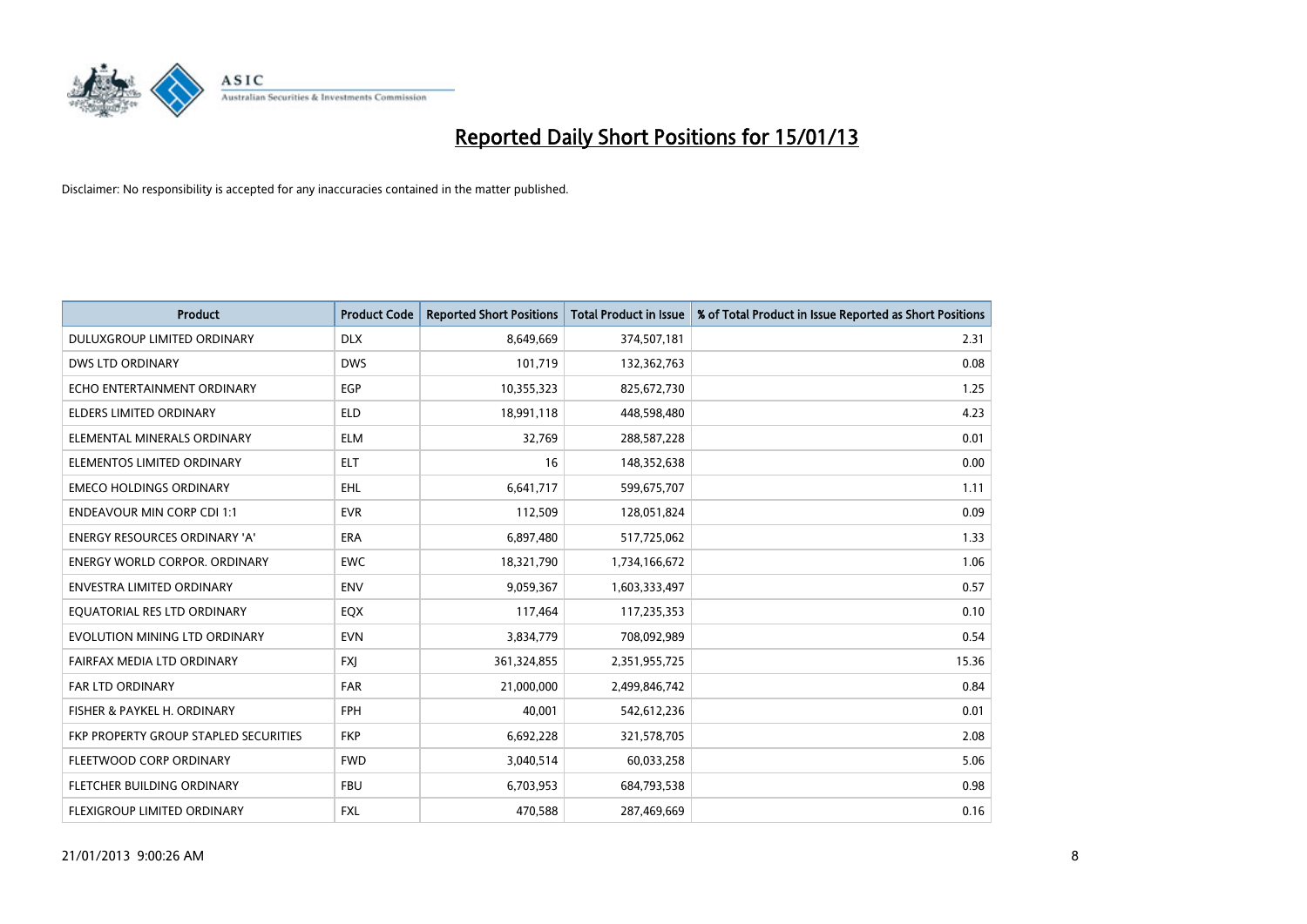# Reported Daily Short Positions for 15/01/13

Disclaimer: No responsibility is accepted for any inaccuracies contained in the matter published.

| Product | Product Code | Reported Short Positions | Total Product in Issue | % of Total Product in Issue Reported as Short Positions |
|---|---|---|---|---|
| DULUXGROUP LIMITED ORDINARY | DLX | 8,649,669 | 374,507,181 | 2.31 |
| DWS LTD ORDINARY | DWS | 101,719 | 132,362,763 | 0.08 |
| ECHO ENTERTAINMENT ORDINARY | EGP | 10,355,323 | 825,672,730 | 1.25 |
| ELDERS LIMITED ORDINARY | ELD | 18,991,118 | 448,598,480 | 4.23 |
| ELEMENTAL MINERALS ORDINARY | ELM | 32,769 | 288,587,228 | 0.01 |
| ELEMENTOS LIMITED ORDINARY | ELT | 16 | 148,352,638 | 0.00 |
| EMECO HOLDINGS ORDINARY | EHL | 6,641,717 | 599,675,707 | 1.11 |
| ENDEAVOUR MIN CORP CDI 1:1 | EVR | 112,509 | 128,051,824 | 0.09 |
| ENERGY RESOURCES ORDINARY 'A' | ERA | 6,897,480 | 517,725,062 | 1.33 |
| ENERGY WORLD CORPOR. ORDINARY | EWC | 18,321,790 | 1,734,166,672 | 1.06 |
| ENVESTRA LIMITED ORDINARY | ENV | 9,059,367 | 1,603,333,497 | 0.57 |
| EQUATORIAL RES LTD ORDINARY | EQX | 117,464 | 117,235,353 | 0.10 |
| EVOLUTION MINING LTD ORDINARY | EVN | 3,834,779 | 708,092,989 | 0.54 |
| FAIRFAX MEDIA LTD ORDINARY | FXJ | 361,324,855 | 2,351,955,725 | 15.36 |
| FAR LTD ORDINARY | FAR | 21,000,000 | 2,499,846,742 | 0.84 |
| FISHER & PAYKEL H. ORDINARY | FPH | 40,001 | 542,612,236 | 0.01 |
| FKP PROPERTY GROUP STAPLED SECURITIES | FKP | 6,692,228 | 321,578,705 | 2.08 |
| FLEETWOOD CORP ORDINARY | FWD | 3,040,514 | 60,033,258 | 5.06 |
| FLETCHER BUILDING ORDINARY | FBU | 6,703,953 | 684,793,538 | 0.98 |
| FLEXIGROUP LIMITED ORDINARY | FXL | 470,588 | 287,469,669 | 0.16 |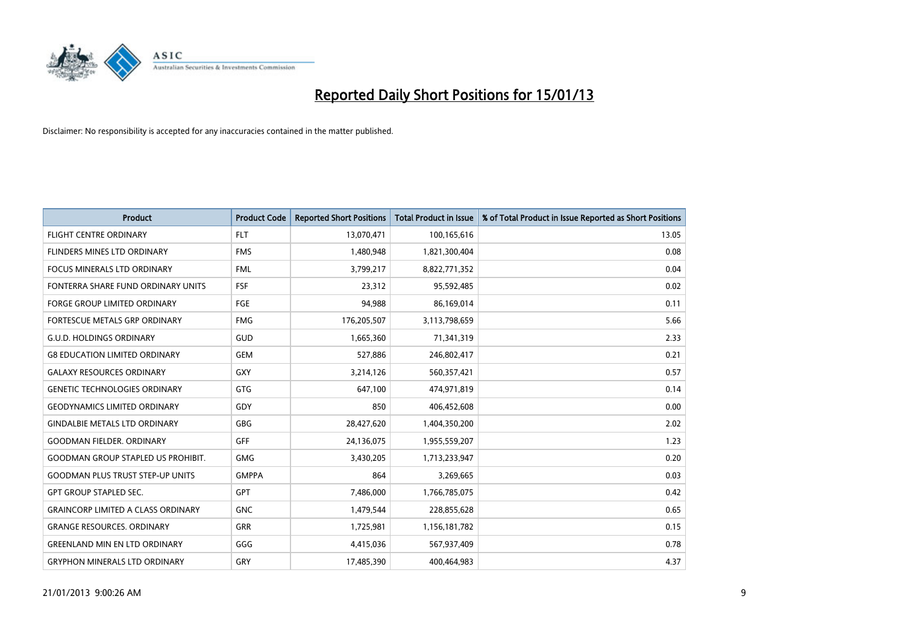# Reported Daily Short Positions for 15/01/13

Disclaimer: No responsibility is accepted for any inaccuracies contained in the matter published.

| Product | Product Code | Reported Short Positions | Total Product in Issue | % of Total Product in Issue Reported as Short Positions |
|---|---|---|---|---|
| FLIGHT CENTRE ORDINARY | FLT | 13,070,471 | 100,165,616 | 13.05 |
| FLINDERS MINES LTD ORDINARY | FMS | 1,480,948 | 1,821,300,404 | 0.08 |
| FOCUS MINERALS LTD ORDINARY | FML | 3,799,217 | 8,822,771,352 | 0.04 |
| FONTERRA SHARE FUND ORDINARY UNITS | FSF | 23,312 | 95,592,485 | 0.02 |
| FORGE GROUP LIMITED ORDINARY | FGE | 94,988 | 86,169,014 | 0.11 |
| FORTESCUE METALS GRP ORDINARY | FMG | 176,205,507 | 3,113,798,659 | 5.66 |
| G.U.D. HOLDINGS ORDINARY | GUD | 1,665,360 | 71,341,319 | 2.33 |
| G8 EDUCATION LIMITED ORDINARY | GEM | 527,886 | 246,802,417 | 0.21 |
| GALAXY RESOURCES ORDINARY | GXY | 3,214,126 | 560,357,421 | 0.57 |
| GENETIC TECHNOLOGIES ORDINARY | GTG | 647,100 | 474,971,819 | 0.14 |
| GEODYNAMICS LIMITED ORDINARY | GDY | 850 | 406,452,608 | 0.00 |
| GINDALBIE METALS LTD ORDINARY | GBG | 28,427,620 | 1,404,350,200 | 2.02 |
| GOODMAN FIELDER. ORDINARY | GFF | 24,136,075 | 1,955,559,207 | 1.23 |
| GOODMAN GROUP STAPLED US PROHIBIT. | GMG | 3,430,205 | 1,713,233,947 | 0.20 |
| GOODMAN PLUS TRUST STEP-UP UNITS | GMPPA | 864 | 3,269,665 | 0.03 |
| GPT GROUP STAPLED SEC. | GPT | 7,486,000 | 1,766,785,075 | 0.42 |
| GRAINCORP LIMITED A CLASS ORDINARY | GNC | 1,479,544 | 228,855,628 | 0.65 |
| GRANGE RESOURCES. ORDINARY | GRR | 1,725,981 | 1,156,181,782 | 0.15 |
| GREENLAND MIN EN LTD ORDINARY | GGG | 4,415,036 | 567,937,409 | 0.78 |
| GRYPHON MINERALS LTD ORDINARY | GRY | 17,485,390 | 400,464,983 | 4.37 |

21/01/2013 9:00:26 AM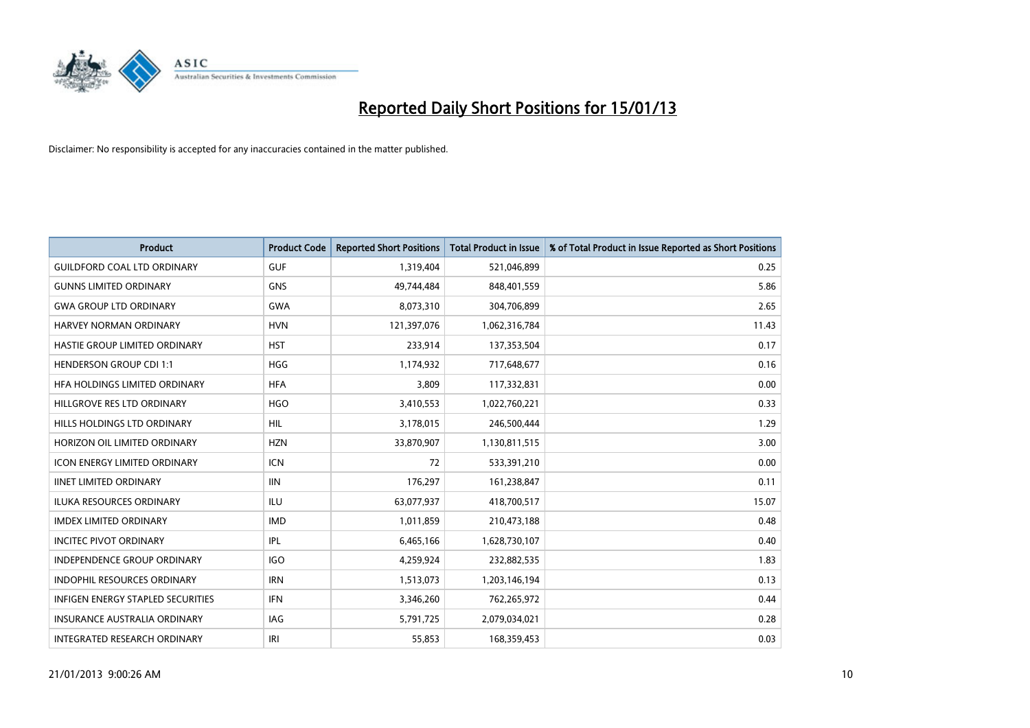# Reported Daily Short Positions for 15/01/13

Disclaimer: No responsibility is accepted for any inaccuracies contained in the matter published.

| Product | Product Code | Reported Short Positions | Total Product in Issue | % of Total Product in Issue Reported as Short Positions |
|---|---|---|---|---|
| GUILDFORD COAL LTD ORDINARY | GUF | 1,319,404 | 521,046,899 | 0.25 |
| GUNNS LIMITED ORDINARY | GNS | 49,744,484 | 848,401,559 | 5.86 |
| GWA GROUP LTD ORDINARY | GWA | 8,073,310 | 304,706,899 | 2.65 |
| HARVEY NORMAN ORDINARY | HVN | 121,397,076 | 1,062,316,784 | 11.43 |
| HASTIE GROUP LIMITED ORDINARY | HST | 233,914 | 137,353,504 | 0.17 |
| HENDERSON GROUP CDI 1:1 | HGG | 1,174,932 | 717,648,677 | 0.16 |
| HFA HOLDINGS LIMITED ORDINARY | HFA | 3,809 | 117,332,831 | 0.00 |
| HILLGROVE RES LTD ORDINARY | HGO | 3,410,553 | 1,022,760,221 | 0.33 |
| HILLS HOLDINGS LTD ORDINARY | HIL | 3,178,015 | 246,500,444 | 1.29 |
| HORIZON OIL LIMITED ORDINARY | HZN | 33,870,907 | 1,130,811,515 | 3.00 |
| ICON ENERGY LIMITED ORDINARY | ICN | 72 | 533,391,210 | 0.00 |
| IINET LIMITED ORDINARY | IIN | 176,297 | 161,238,847 | 0.11 |
| ILUKA RESOURCES ORDINARY | ILU | 63,077,937 | 418,700,517 | 15.07 |
| IMDEX LIMITED ORDINARY | IMD | 1,011,859 | 210,473,188 | 0.48 |
| INCITEC PIVOT ORDINARY | IPL | 6,465,166 | 1,628,730,107 | 0.40 |
| INDEPENDENCE GROUP ORDINARY | IGO | 4,259,924 | 232,882,535 | 1.83 |
| INDOPHIL RESOURCES ORDINARY | IRN | 1,513,073 | 1,203,146,194 | 0.13 |
| INFIGEN ENERGY STAPLED SECURITIES | IFN | 3,346,260 | 762,265,972 | 0.44 |
| INSURANCE AUSTRALIA ORDINARY | IAG | 5,791,725 | 2,079,034,021 | 0.28 |
| INTEGRATED RESEARCH ORDINARY | IRI | 55,853 | 168,359,453 | 0.03 |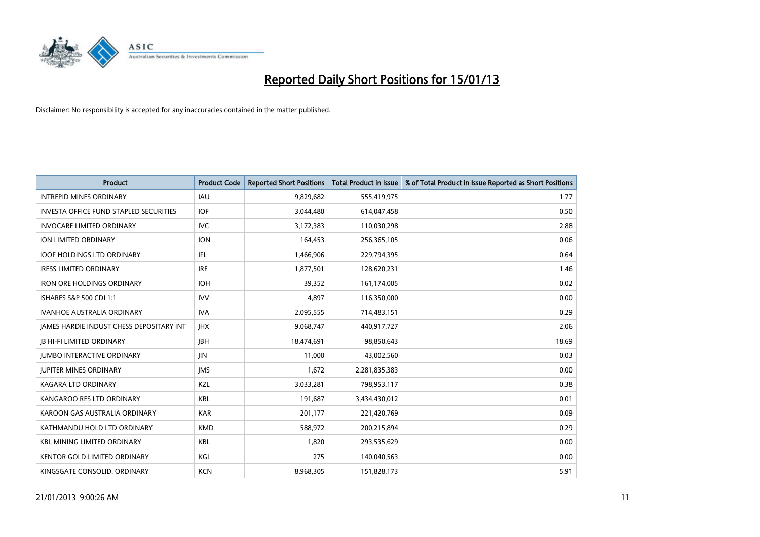# Reported Daily Short Positions for 15/01/13

Disclaimer: No responsibility is accepted for any inaccuracies contained in the matter published.

| Product | Product Code | Reported Short Positions | Total Product in Issue | % of Total Product in Issue Reported as Short Positions |
| --- | --- | --- | --- | --- |
| INTREPID MINES ORDINARY | IAU | 9,829,682 | 555,419,975 | 1.77 |
| INVESTA OFFICE FUND STAPLED SECURITIES | IOF | 3,044,480 | 614,047,458 | 0.50 |
| INVOCARE LIMITED ORDINARY | IVC | 3,172,383 | 110,030,298 | 2.88 |
| ION LIMITED ORDINARY | ION | 164,453 | 256,365,105 | 0.06 |
| IOOF HOLDINGS LTD ORDINARY | IFL | 1,466,906 | 229,794,395 | 0.64 |
| IRESS LIMITED ORDINARY | IRE | 1,877,501 | 128,620,231 | 1.46 |
| IRON ORE HOLDINGS ORDINARY | IOH | 39,352 | 161,174,005 | 0.02 |
| ISHARES S&P 500 CDI 1:1 | IVV | 4,897 | 116,350,000 | 0.00 |
| IVANHOE AUSTRALIA ORDINARY | IVA | 2,095,555 | 714,483,151 | 0.29 |
| JAMES HARDIE INDUST CHESS DEPOSITARY INT | JHX | 9,068,747 | 440,917,727 | 2.06 |
| JB HI-FI LIMITED ORDINARY | JBH | 18,474,691 | 98,850,643 | 18.69 |
| JUMBO INTERACTIVE ORDINARY | JIN | 11,000 | 43,002,560 | 0.03 |
| JUPITER MINES ORDINARY | JMS | 1,672 | 2,281,835,383 | 0.00 |
| KAGARA LTD ORDINARY | KZL | 3,033,281 | 798,953,117 | 0.38 |
| KANGAROO RES LTD ORDINARY | KRL | 191,687 | 3,434,430,012 | 0.01 |
| KAROON GAS AUSTRALIA ORDINARY | KAR | 201,177 | 221,420,769 | 0.09 |
| KATHMANDU HOLD LTD ORDINARY | KMD | 588,972 | 200,215,894 | 0.29 |
| KBL MINING LIMITED ORDINARY | KBL | 1,820 | 293,535,629 | 0.00 |
| KENTOR GOLD LIMITED ORDINARY | KGL | 275 | 140,040,563 | 0.00 |
| KINGSGATE CONSOLID. ORDINARY | KCN | 8,968,305 | 151,828,173 | 5.91 |

21/01/2013 9:00:26 AM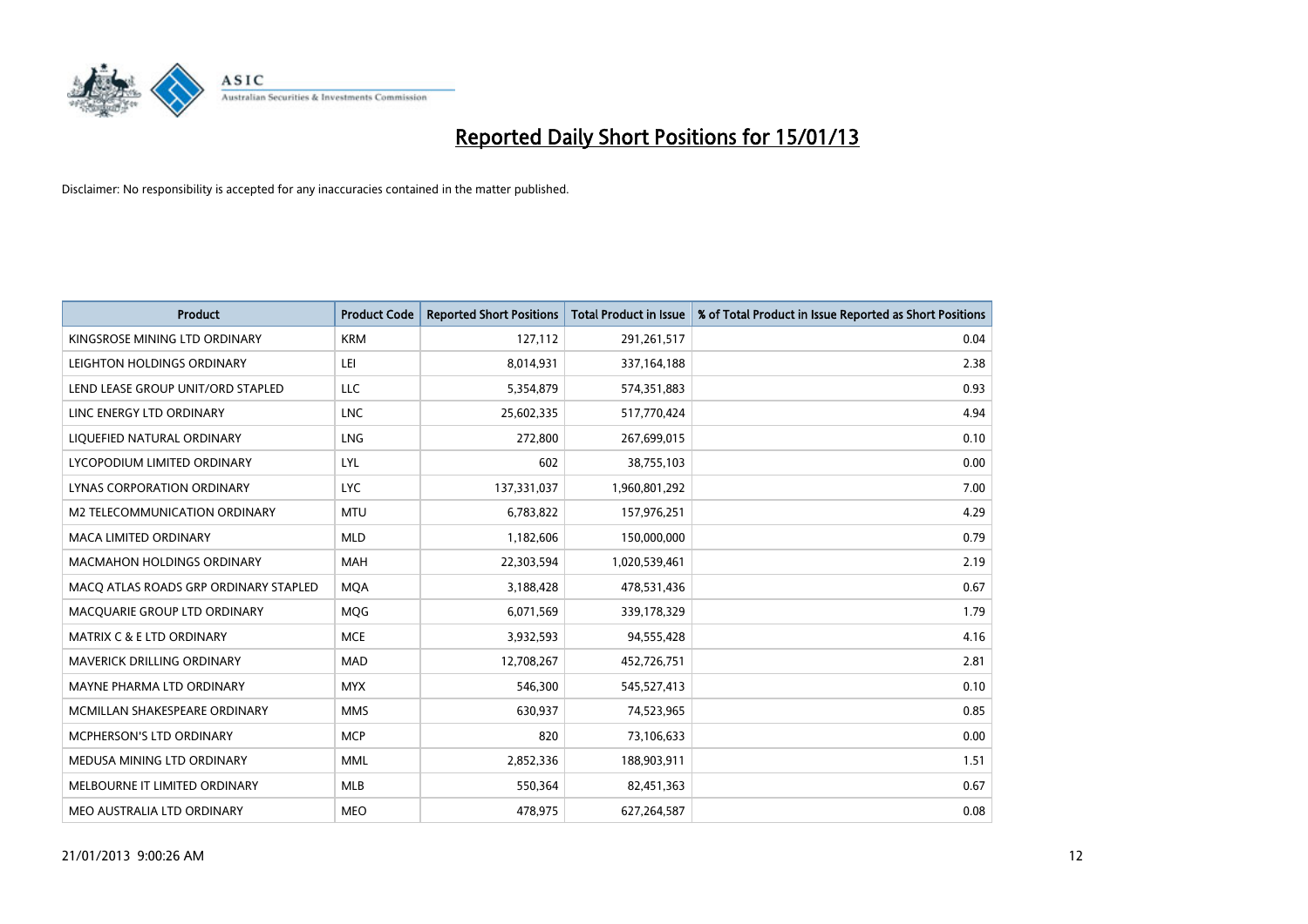# Reported Daily Short Positions for 15/01/13

Disclaimer: No responsibility is accepted for any inaccuracies contained in the matter published.

| Product | Product Code | Reported Short Positions | Total Product in Issue | % of Total Product in Issue Reported as Short Positions |
|---|---|---|---|---|
| KINGSROSE MINING LTD ORDINARY | KRM | 127,112 | 291,261,517 | 0.04 |
| LEIGHTON HOLDINGS ORDINARY | LEI | 8,014,931 | 337,164,188 | 2.38 |
| LEND LEASE GROUP UNIT/ORD STAPLED | LLC | 5,354,879 | 574,351,883 | 0.93 |
| LINC ENERGY LTD ORDINARY | LNC | 25,602,335 | 517,770,424 | 4.94 |
| LIQUEFIED NATURAL ORDINARY | LNG | 272,800 | 267,699,015 | 0.10 |
| LYCOPODIUM LIMITED ORDINARY | LYL | 602 | 38,755,103 | 0.00 |
| LYNAS CORPORATION ORDINARY | LYC | 137,331,037 | 1,960,801,292 | 7.00 |
| M2 TELECOMMUNICATION ORDINARY | MTU | 6,783,822 | 157,976,251 | 4.29 |
| MACA LIMITED ORDINARY | MLD | 1,182,606 | 150,000,000 | 0.79 |
| MACMAHON HOLDINGS ORDINARY | MAH | 22,303,594 | 1,020,539,461 | 2.19 |
| MACQ ATLAS ROADS GRP ORDINARY STAPLED | MQA | 3,188,428 | 478,531,436 | 0.67 |
| MACQUARIE GROUP LTD ORDINARY | MQG | 6,071,569 | 339,178,329 | 1.79 |
| MATRIX C & E LTD ORDINARY | MCE | 3,932,593 | 94,555,428 | 4.16 |
| MAVERICK DRILLING ORDINARY | MAD | 12,708,267 | 452,726,751 | 2.81 |
| MAYNE PHARMA LTD ORDINARY | MYX | 546,300 | 545,527,413 | 0.10 |
| MCMILLAN SHAKESPEARE ORDINARY | MMS | 630,937 | 74,523,965 | 0.85 |
| MCPHERSON'S LTD ORDINARY | MCP | 820 | 73,106,633 | 0.00 |
| MEDUSA MINING LTD ORDINARY | MML | 2,852,336 | 188,903,911 | 1.51 |
| MELBOURNE IT LIMITED ORDINARY | MLB | 550,364 | 82,451,363 | 0.67 |
| MEO AUSTRALIA LTD ORDINARY | MEO | 478,975 | 627,264,587 | 0.08 |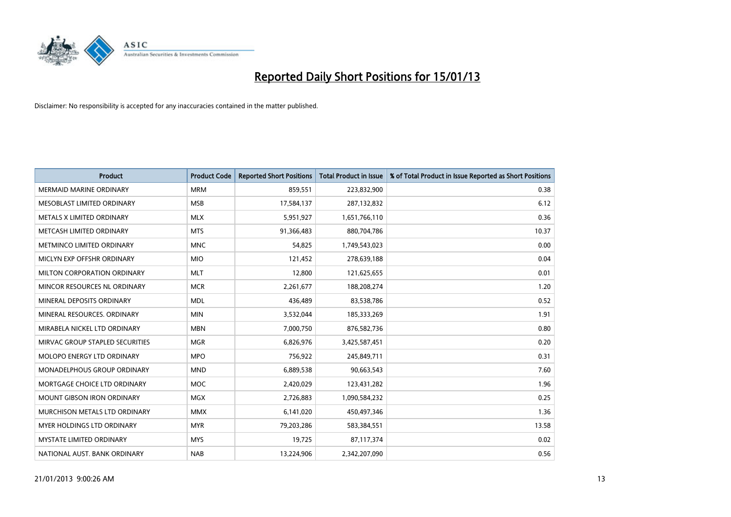# Reported Daily Short Positions for 15/01/13

Disclaimer: No responsibility is accepted for any inaccuracies contained in the matter published.

| Product | Product Code | Reported Short Positions | Total Product in Issue | % of Total Product in Issue Reported as Short Positions |
|---|---|---|---|---|
| MERMAID MARINE ORDINARY | MRM | 859,551 | 223,832,900 | 0.38 |
| MESOBLAST LIMITED ORDINARY | MSB | 17,584,137 | 287,132,832 | 6.12 |
| METALS X LIMITED ORDINARY | MLX | 5,951,927 | 1,651,766,110 | 0.36 |
| METCASH LIMITED ORDINARY | MTS | 91,366,483 | 880,704,786 | 10.37 |
| METMINCO LIMITED ORDINARY | MNC | 54,825 | 1,749,543,023 | 0.00 |
| MICLYN EXP OFFSHR ORDINARY | MIO | 121,452 | 278,639,188 | 0.04 |
| MILTON CORPORATION ORDINARY | MLT | 12,800 | 121,625,655 | 0.01 |
| MINCOR RESOURCES NL ORDINARY | MCR | 2,261,677 | 188,208,274 | 1.20 |
| MINERAL DEPOSITS ORDINARY | MDL | 436,489 | 83,538,786 | 0.52 |
| MINERAL RESOURCES. ORDINARY | MIN | 3,532,044 | 185,333,269 | 1.91 |
| MIRABELA NICKEL LTD ORDINARY | MBN | 7,000,750 | 876,582,736 | 0.80 |
| MIRVAC GROUP STAPLED SECURITIES | MGR | 6,826,976 | 3,425,587,451 | 0.20 |
| MOLOPO ENERGY LTD ORDINARY | MPO | 756,922 | 245,849,711 | 0.31 |
| MONADELPHOUS GROUP ORDINARY | MND | 6,889,538 | 90,663,543 | 7.60 |
| MORTGAGE CHOICE LTD ORDINARY | MOC | 2,420,029 | 123,431,282 | 1.96 |
| MOUNT GIBSON IRON ORDINARY | MGX | 2,726,883 | 1,090,584,232 | 0.25 |
| MURCHISON METALS LTD ORDINARY | MMX | 6,141,020 | 450,497,346 | 1.36 |
| MYER HOLDINGS LTD ORDINARY | MYR | 79,203,286 | 583,384,551 | 13.58 |
| MYSTATE LIMITED ORDINARY | MYS | 19,725 | 87,117,374 | 0.02 |
| NATIONAL AUST. BANK ORDINARY | NAB | 13,224,906 | 2,342,207,090 | 0.56 |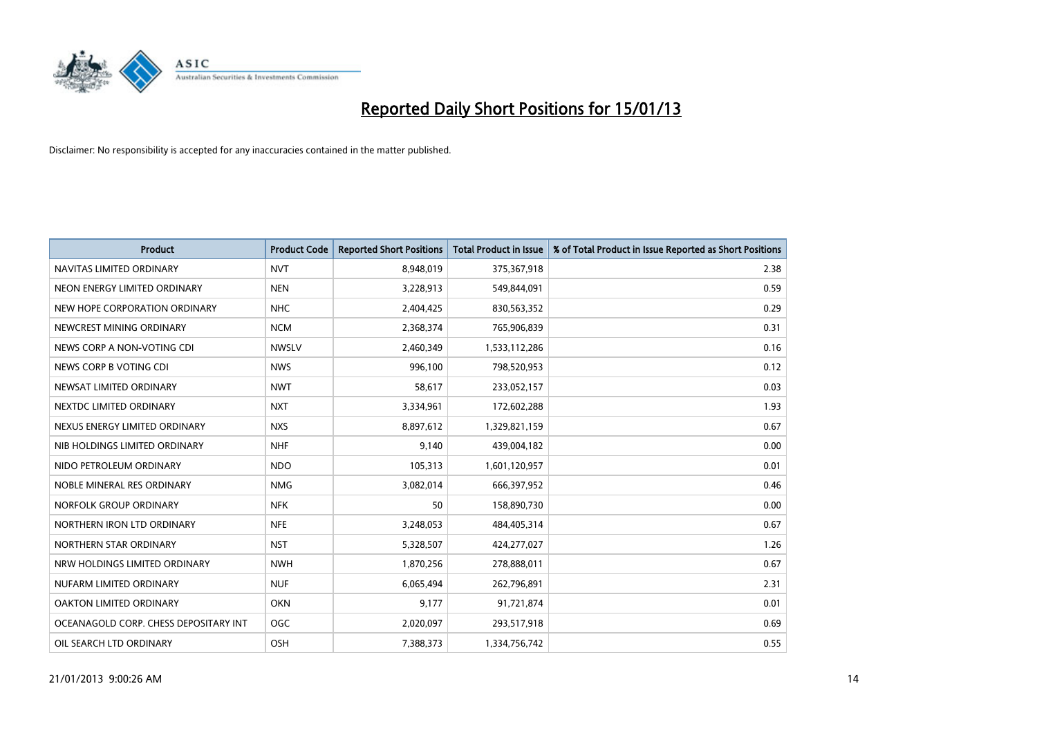# Reported Daily Short Positions for 15/01/13

Disclaimer: No responsibility is accepted for any inaccuracies contained in the matter published.

| Product | Product Code | Reported Short Positions | Total Product in Issue | % of Total Product in Issue Reported as Short Positions |
|---|---|---|---|---|
| NAVITAS LIMITED ORDINARY | NVT | 8,948,019 | 375,367,918 | 2.38 |
| NEON ENERGY LIMITED ORDINARY | NEN | 3,228,913 | 549,844,091 | 0.59 |
| NEW HOPE CORPORATION ORDINARY | NHC | 2,404,425 | 830,563,352 | 0.29 |
| NEWCREST MINING ORDINARY | NCM | 2,368,374 | 765,906,839 | 0.31 |
| NEWS CORP A NON-VOTING CDI | NWSLV | 2,460,349 | 1,533,112,286 | 0.16 |
| NEWS CORP B VOTING CDI | NWS | 996,100 | 798,520,953 | 0.12 |
| NEWSAT LIMITED ORDINARY | NWT | 58,617 | 233,052,157 | 0.03 |
| NEXTDC LIMITED ORDINARY | NXT | 3,334,961 | 172,602,288 | 1.93 |
| NEXUS ENERGY LIMITED ORDINARY | NXS | 8,897,612 | 1,329,821,159 | 0.67 |
| NIB HOLDINGS LIMITED ORDINARY | NHF | 9,140 | 439,004,182 | 0.00 |
| NIDO PETROLEUM ORDINARY | NDO | 105,313 | 1,601,120,957 | 0.01 |
| NOBLE MINERAL RES ORDINARY | NMG | 3,082,014 | 666,397,952 | 0.46 |
| NORFOLK GROUP ORDINARY | NFK | 50 | 158,890,730 | 0.00 |
| NORTHERN IRON LTD ORDINARY | NFE | 3,248,053 | 484,405,314 | 0.67 |
| NORTHERN STAR ORDINARY | NST | 5,328,507 | 424,277,027 | 1.26 |
| NRW HOLDINGS LIMITED ORDINARY | NWH | 1,870,256 | 278,888,011 | 0.67 |
| NUFARM LIMITED ORDINARY | NUF | 6,065,494 | 262,796,891 | 2.31 |
| OAKTON LIMITED ORDINARY | OKN | 9,177 | 91,721,874 | 0.01 |
| OCEANAGOLD CORP. CHESS DEPOSITARY INT | OGC | 2,020,097 | 293,517,918 | 0.69 |
| OIL SEARCH LTD ORDINARY | OSH | 7,388,373 | 1,334,756,742 | 0.55 |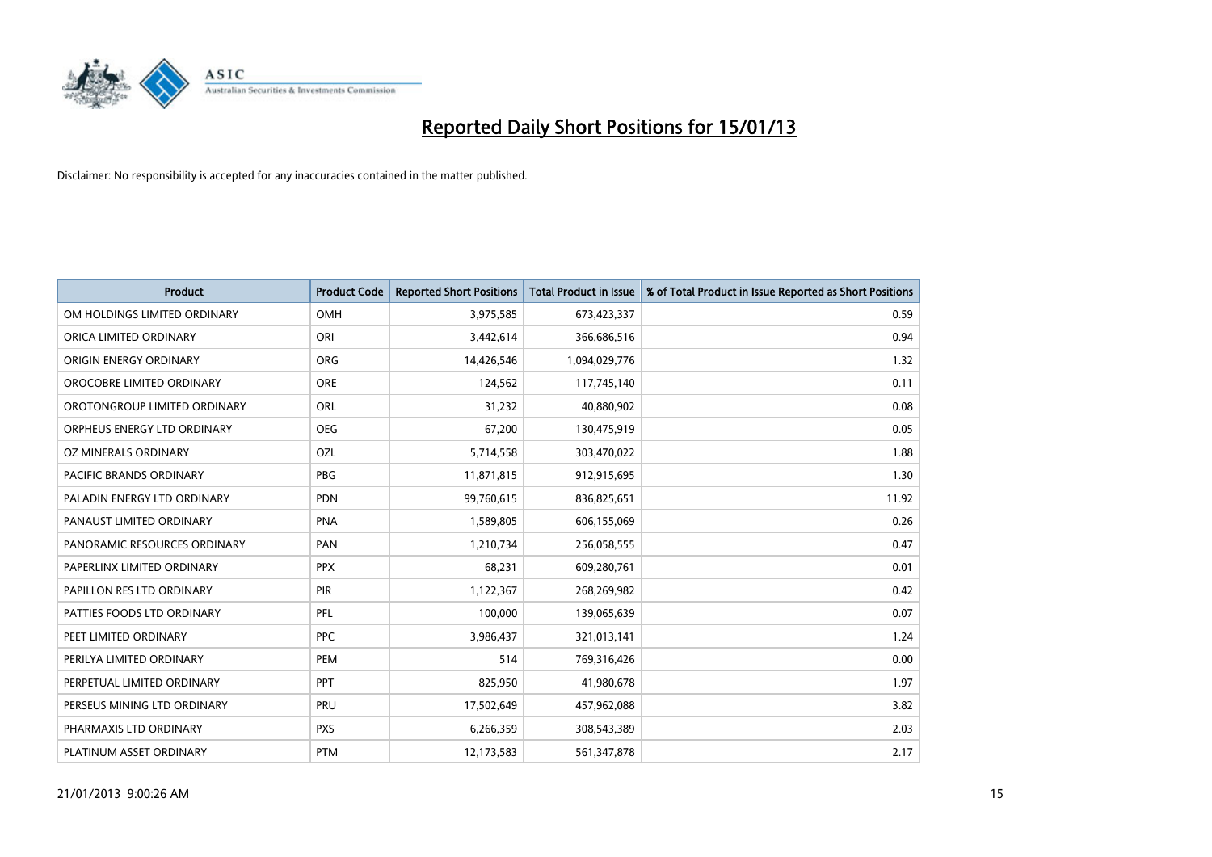# Reported Daily Short Positions for 15/01/13

Disclaimer: No responsibility is accepted for any inaccuracies contained in the matter published.

| Product | Product Code | Reported Short Positions | Total Product in Issue | % of Total Product in Issue Reported as Short Positions |
|---|---|---|---|---|
| OM HOLDINGS LIMITED ORDINARY | OMH | 3,975,585 | 673,423,337 | 0.59 |
| ORICA LIMITED ORDINARY | ORI | 3,442,614 | 366,686,516 | 0.94 |
| ORIGIN ENERGY ORDINARY | ORG | 14,426,546 | 1,094,029,776 | 1.32 |
| OROCOBRE LIMITED ORDINARY | ORE | 124,562 | 117,745,140 | 0.11 |
| OROTONGROUP LIMITED ORDINARY | ORL | 31,232 | 40,880,902 | 0.08 |
| ORPHEUS ENERGY LTD ORDINARY | OEG | 67,200 | 130,475,919 | 0.05 |
| OZ MINERALS ORDINARY | OZL | 5,714,558 | 303,470,022 | 1.88 |
| PACIFIC BRANDS ORDINARY | PBG | 11,871,815 | 912,915,695 | 1.30 |
| PALADIN ENERGY LTD ORDINARY | PDN | 99,760,615 | 836,825,651 | 11.92 |
| PANAUST LIMITED ORDINARY | PNA | 1,589,805 | 606,155,069 | 0.26 |
| PANORAMIC RESOURCES ORDINARY | PAN | 1,210,734 | 256,058,555 | 0.47 |
| PAPERLINX LIMITED ORDINARY | PPX | 68,231 | 609,280,761 | 0.01 |
| PAPILLON RES LTD ORDINARY | PIR | 1,122,367 | 268,269,982 | 0.42 |
| PATTIES FOODS LTD ORDINARY | PFL | 100,000 | 139,065,639 | 0.07 |
| PEET LIMITED ORDINARY | PPC | 3,986,437 | 321,013,141 | 1.24 |
| PERILYA LIMITED ORDINARY | PEM | 514 | 769,316,426 | 0.00 |
| PERPETUAL LIMITED ORDINARY | PPT | 825,950 | 41,980,678 | 1.97 |
| PERSEUS MINING LTD ORDINARY | PRU | 17,502,649 | 457,962,088 | 3.82 |
| PHARMAXIS LTD ORDINARY | PXS | 6,266,359 | 308,543,389 | 2.03 |
| PLATINUM ASSET ORDINARY | PTM | 12,173,583 | 561,347,878 | 2.17 |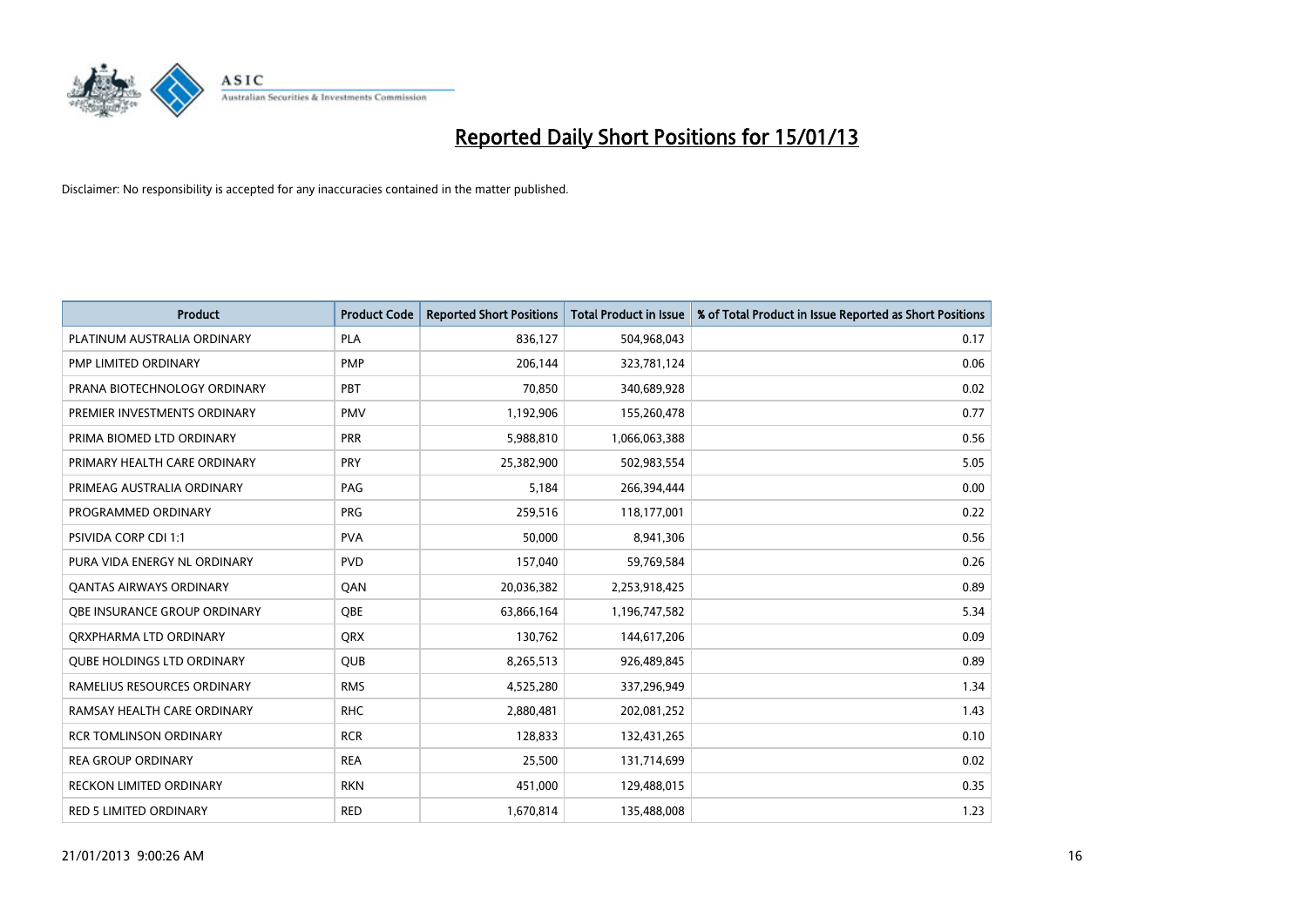# Reported Daily Short Positions for 15/01/13

Disclaimer: No responsibility is accepted for any inaccuracies contained in the matter published.

| Product | Product Code | Reported Short Positions | Total Product in Issue | % of Total Product in Issue Reported as Short Positions |
|---|---|---|---|---|
| PLATINUM AUSTRALIA ORDINARY | PLA | 836,127 | 504,968,043 | 0.17 |
| PMP LIMITED ORDINARY | PMP | 206,144 | 323,781,124 | 0.06 |
| PRANA BIOTECHNOLOGY ORDINARY | PBT | 70,850 | 340,689,928 | 0.02 |
| PREMIER INVESTMENTS ORDINARY | PMV | 1,192,906 | 155,260,478 | 0.77 |
| PRIMA BIOMED LTD ORDINARY | PRR | 5,988,810 | 1,066,063,388 | 0.56 |
| PRIMARY HEALTH CARE ORDINARY | PRY | 25,382,900 | 502,983,554 | 5.05 |
| PRIMEAG AUSTRALIA ORDINARY | PAG | 5,184 | 266,394,444 | 0.00 |
| PROGRAMMED ORDINARY | PRG | 259,516 | 118,177,001 | 0.22 |
| PSIVIDA CORP CDI 1:1 | PVA | 50,000 | 8,941,306 | 0.56 |
| PURA VIDA ENERGY NL ORDINARY | PVD | 157,040 | 59,769,584 | 0.26 |
| QANTAS AIRWAYS ORDINARY | QAN | 20,036,382 | 2,253,918,425 | 0.89 |
| QBE INSURANCE GROUP ORDINARY | QBE | 63,866,164 | 1,196,747,582 | 5.34 |
| QRXPHARMA LTD ORDINARY | QRX | 130,762 | 144,617,206 | 0.09 |
| QUBE HOLDINGS LTD ORDINARY | QUB | 8,265,513 | 926,489,845 | 0.89 |
| RAMELIUS RESOURCES ORDINARY | RMS | 4,525,280 | 337,296,949 | 1.34 |
| RAMSAY HEALTH CARE ORDINARY | RHC | 2,880,481 | 202,081,252 | 1.43 |
| RCR TOMLINSON ORDINARY | RCR | 128,833 | 132,431,265 | 0.10 |
| REA GROUP ORDINARY | REA | 25,500 | 131,714,699 | 0.02 |
| RECKON LIMITED ORDINARY | RKN | 451,000 | 129,488,015 | 0.35 |
| RED 5 LIMITED ORDINARY | RED | 1,670,814 | 135,488,008 | 1.23 |

21/01/2013 9:00:26 AM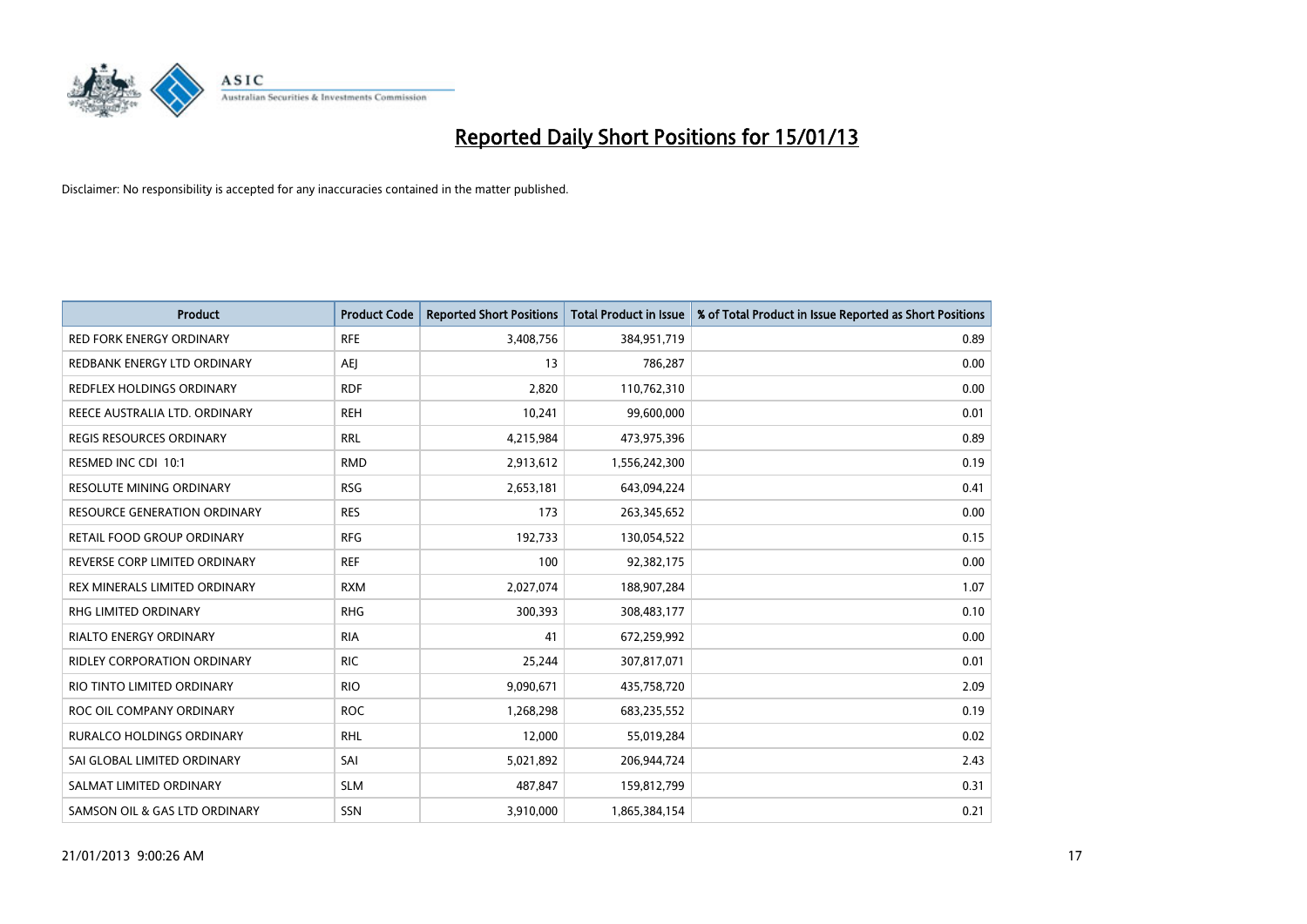# Reported Daily Short Positions for 15/01/13

Disclaimer: No responsibility is accepted for any inaccuracies contained in the matter published.

| Product | Product Code | Reported Short Positions | Total Product in Issue | % of Total Product in Issue Reported as Short Positions |
|---|---|---|---|---|
| RED FORK ENERGY ORDINARY | RFE | 3,408,756 | 384,951,719 | 0.89 |
| REDBANK ENERGY LTD ORDINARY | AEJ | 13 | 786,287 | 0.00 |
| REDFLEX HOLDINGS ORDINARY | RDF | 2,820 | 110,762,310 | 0.00 |
| REECE AUSTRALIA LTD. ORDINARY | REH | 10,241 | 99,600,000 | 0.01 |
| REGIS RESOURCES ORDINARY | RRL | 4,215,984 | 473,975,396 | 0.89 |
| RESMED INC CDI 10:1 | RMD | 2,913,612 | 1,556,242,300 | 0.19 |
| RESOLUTE MINING ORDINARY | RSG | 2,653,181 | 643,094,224 | 0.41 |
| RESOURCE GENERATION ORDINARY | RES | 173 | 263,345,652 | 0.00 |
| RETAIL FOOD GROUP ORDINARY | RFG | 192,733 | 130,054,522 | 0.15 |
| REVERSE CORP LIMITED ORDINARY | REF | 100 | 92,382,175 | 0.00 |
| REX MINERALS LIMITED ORDINARY | RXM | 2,027,074 | 188,907,284 | 1.07 |
| RHG LIMITED ORDINARY | RHG | 300,393 | 308,483,177 | 0.10 |
| RIALTO ENERGY ORDINARY | RIA | 41 | 672,259,992 | 0.00 |
| RIDLEY CORPORATION ORDINARY | RIC | 25,244 | 307,817,071 | 0.01 |
| RIO TINTO LIMITED ORDINARY | RIO | 9,090,671 | 435,758,720 | 2.09 |
| ROC OIL COMPANY ORDINARY | ROC | 1,268,298 | 683,235,552 | 0.19 |
| RURALCO HOLDINGS ORDINARY | RHL | 12,000 | 55,019,284 | 0.02 |
| SAI GLOBAL LIMITED ORDINARY | SAI | 5,021,892 | 206,944,724 | 2.43 |
| SALMAT LIMITED ORDINARY | SLM | 487,847 | 159,812,799 | 0.31 |
| SAMSON OIL & GAS LTD ORDINARY | SSN | 3,910,000 | 1,865,384,154 | 0.21 |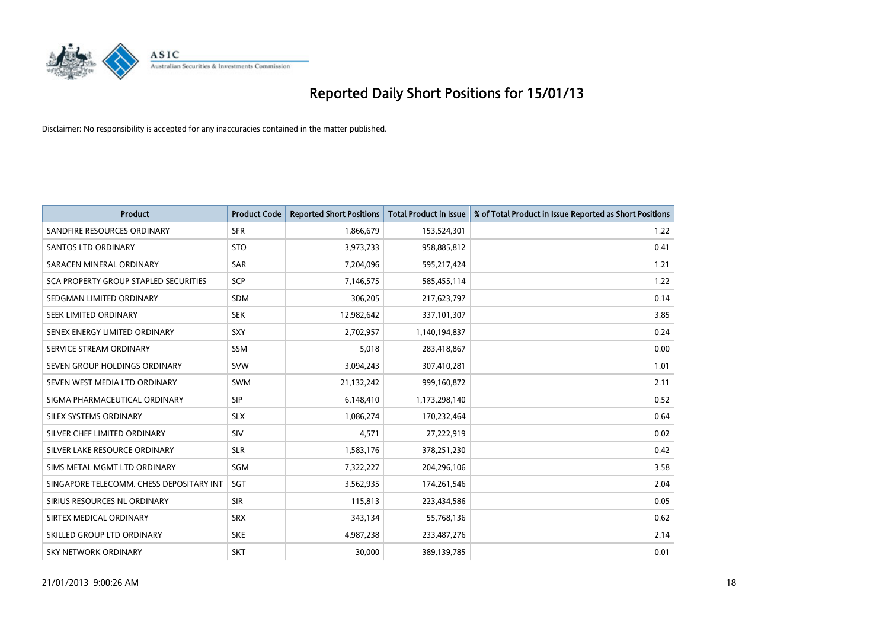# Reported Daily Short Positions for 15/01/13

Disclaimer: No responsibility is accepted for any inaccuracies contained in the matter published.

| Product | Product Code | Reported Short Positions | Total Product in Issue | % of Total Product in Issue Reported as Short Positions |
|---|---|---|---|---|
| SANDFIRE RESOURCES ORDINARY | SFR | 1,866,679 | 153,524,301 | 1.22 |
| SANTOS LTD ORDINARY | STO | 3,973,733 | 958,885,812 | 0.41 |
| SARACEN MINERAL ORDINARY | SAR | 7,204,096 | 595,217,424 | 1.21 |
| SCA PROPERTY GROUP STAPLED SECURITIES | SCP | 7,146,575 | 585,455,114 | 1.22 |
| SEDGMAN LIMITED ORDINARY | SDM | 306,205 | 217,623,797 | 0.14 |
| SEEK LIMITED ORDINARY | SEK | 12,982,642 | 337,101,307 | 3.85 |
| SENEX ENERGY LIMITED ORDINARY | SXY | 2,702,957 | 1,140,194,837 | 0.24 |
| SERVICE STREAM ORDINARY | SSM | 5,018 | 283,418,867 | 0.00 |
| SEVEN GROUP HOLDINGS ORDINARY | SVW | 3,094,243 | 307,410,281 | 1.01 |
| SEVEN WEST MEDIA LTD ORDINARY | SWM | 21,132,242 | 999,160,872 | 2.11 |
| SIGMA PHARMACEUTICAL ORDINARY | SIP | 6,148,410 | 1,173,298,140 | 0.52 |
| SILEX SYSTEMS ORDINARY | SLX | 1,086,274 | 170,232,464 | 0.64 |
| SILVER CHEF LIMITED ORDINARY | SIV | 4,571 | 27,222,919 | 0.02 |
| SILVER LAKE RESOURCE ORDINARY | SLR | 1,583,176 | 378,251,230 | 0.42 |
| SIMS METAL MGMT LTD ORDINARY | SGM | 7,322,227 | 204,296,106 | 3.58 |
| SINGAPORE TELECOMM. CHESS DEPOSITARY INT | SGT | 3,562,935 | 174,261,546 | 2.04 |
| SIRIUS RESOURCES NL ORDINARY | SIR | 115,813 | 223,434,586 | 0.05 |
| SIRTEX MEDICAL ORDINARY | SRX | 343,134 | 55,768,136 | 0.62 |
| SKILLED GROUP LTD ORDINARY | SKE | 4,987,238 | 233,487,276 | 2.14 |
| SKY NETWORK ORDINARY | SKT | 30,000 | 389,139,785 | 0.01 |

21/01/2013 9:00:26 AM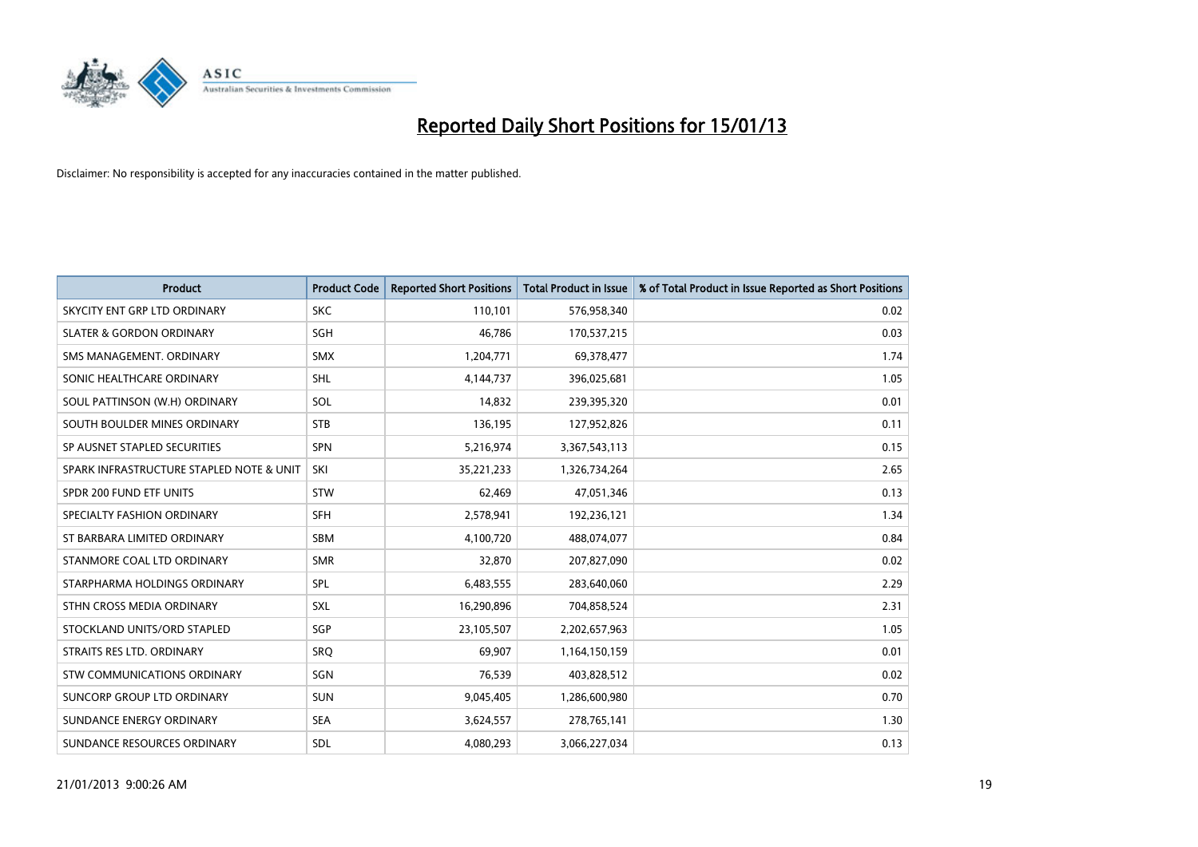# Reported Daily Short Positions for 15/01/13

Disclaimer: No responsibility is accepted for any inaccuracies contained in the matter published.

| Product | Product Code | Reported Short Positions | Total Product in Issue | % of Total Product in Issue Reported as Short Positions |
|---|---|---|---|---|
| SKYCITY ENT GRP LTD ORDINARY | SKC | 110,101 | 576,958,340 | 0.02 |
| SLATER & GORDON ORDINARY | SGH | 46,786 | 170,537,215 | 0.03 |
| SMS MANAGEMENT. ORDINARY | SMX | 1,204,771 | 69,378,477 | 1.74 |
| SONIC HEALTHCARE ORDINARY | SHL | 4,144,737 | 396,025,681 | 1.05 |
| SOUL PATTINSON (W.H) ORDINARY | SOL | 14,832 | 239,395,320 | 0.01 |
| SOUTH BOULDER MINES ORDINARY | STB | 136,195 | 127,952,826 | 0.11 |
| SP AUSNET STAPLED SECURITIES | SPN | 5,216,974 | 3,367,543,113 | 0.15 |
| SPARK INFRASTRUCTURE STAPLED NOTE & UNIT | SKI | 35,221,233 | 1,326,734,264 | 2.65 |
| SPDR 200 FUND ETF UNITS | STW | 62,469 | 47,051,346 | 0.13 |
| SPECIALTY FASHION ORDINARY | SFH | 2,578,941 | 192,236,121 | 1.34 |
| ST BARBARA LIMITED ORDINARY | SBM | 4,100,720 | 488,074,077 | 0.84 |
| STANMORE COAL LTD ORDINARY | SMR | 32,870 | 207,827,090 | 0.02 |
| STARPHARMA HOLDINGS ORDINARY | SPL | 6,483,555 | 283,640,060 | 2.29 |
| STHN CROSS MEDIA ORDINARY | SXL | 16,290,896 | 704,858,524 | 2.31 |
| STOCKLAND UNITS/ORD STAPLED | SGP | 23,105,507 | 2,202,657,963 | 1.05 |
| STRAITS RES LTD. ORDINARY | SRQ | 69,907 | 1,164,150,159 | 0.01 |
| STW COMMUNICATIONS ORDINARY | SGN | 76,539 | 403,828,512 | 0.02 |
| SUNCORP GROUP LTD ORDINARY | SUN | 9,045,405 | 1,286,600,980 | 0.70 |
| SUNDANCE ENERGY ORDINARY | SEA | 3,624,557 | 278,765,141 | 1.30 |
| SUNDANCE RESOURCES ORDINARY | SDL | 4,080,293 | 3,066,227,034 | 0.13 |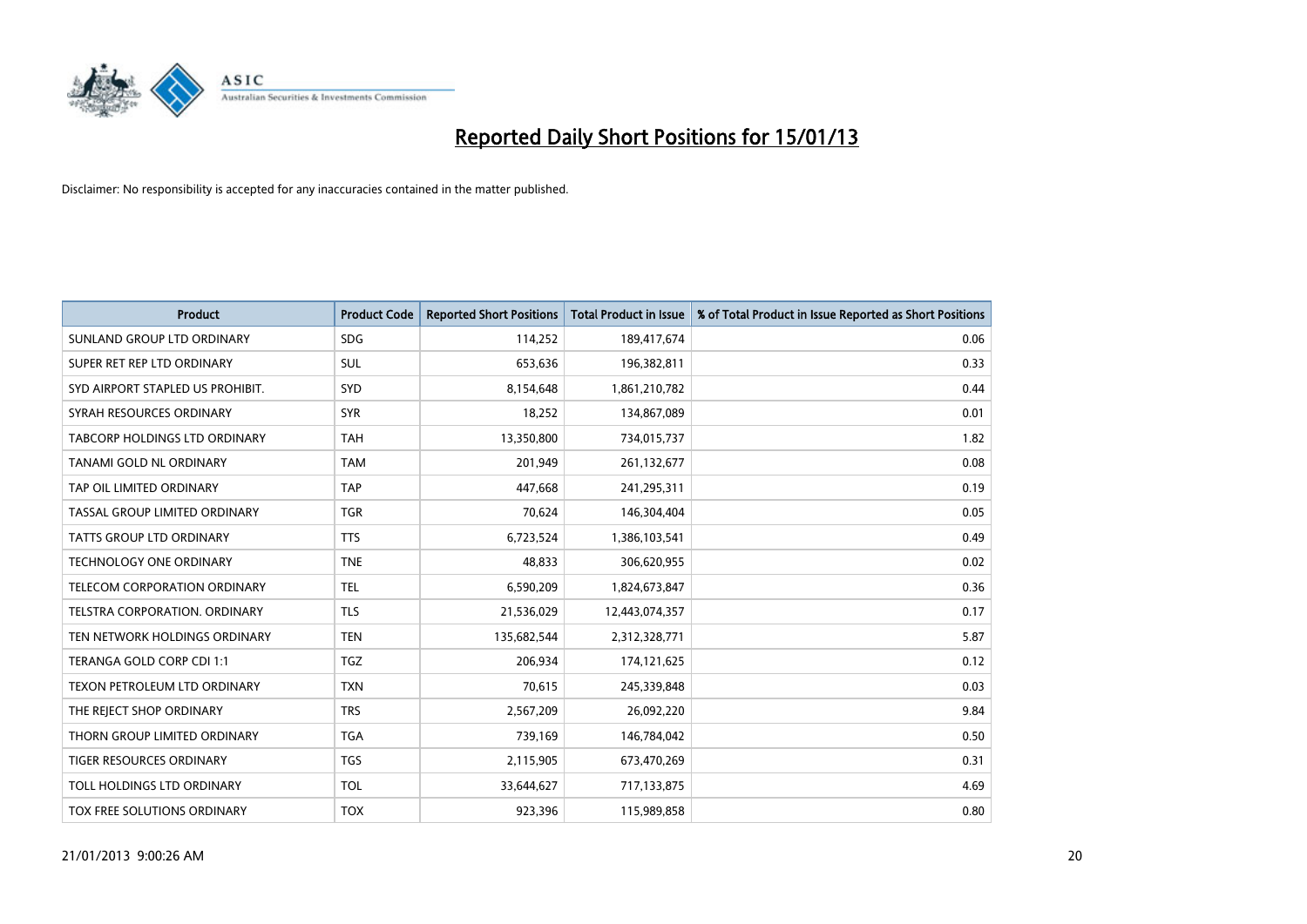# Reported Daily Short Positions for 15/01/13

Disclaimer: No responsibility is accepted for any inaccuracies contained in the matter published.

| Product | Product Code | Reported Short Positions | Total Product in Issue | % of Total Product in Issue Reported as Short Positions |
|---|---|---|---|---|
| SUNLAND GROUP LTD ORDINARY | SDG | 114,252 | 189,417,674 | 0.06 |
| SUPER RET REP LTD ORDINARY | SUL | 653,636 | 196,382,811 | 0.33 |
| SYD AIRPORT STAPLED US PROHIBIT. | SYD | 8,154,648 | 1,861,210,782 | 0.44 |
| SYRAH RESOURCES ORDINARY | SYR | 18,252 | 134,867,089 | 0.01 |
| TABCORP HOLDINGS LTD ORDINARY | TAH | 13,350,800 | 734,015,737 | 1.82 |
| TANAMI GOLD NL ORDINARY | TAM | 201,949 | 261,132,677 | 0.08 |
| TAP OIL LIMITED ORDINARY | TAP | 447,668 | 241,295,311 | 0.19 |
| TASSAL GROUP LIMITED ORDINARY | TGR | 70,624 | 146,304,404 | 0.05 |
| TATTS GROUP LTD ORDINARY | TTS | 6,723,524 | 1,386,103,541 | 0.49 |
| TECHNOLOGY ONE ORDINARY | TNE | 48,833 | 306,620,955 | 0.02 |
| TELECOM CORPORATION ORDINARY | TEL | 6,590,209 | 1,824,673,847 | 0.36 |
| TELSTRA CORPORATION. ORDINARY | TLS | 21,536,029 | 12,443,074,357 | 0.17 |
| TEN NETWORK HOLDINGS ORDINARY | TEN | 135,682,544 | 2,312,328,771 | 5.87 |
| TERANGA GOLD CORP CDI 1:1 | TGZ | 206,934 | 174,121,625 | 0.12 |
| TEXON PETROLEUM LTD ORDINARY | TXN | 70,615 | 245,339,848 | 0.03 |
| THE REJECT SHOP ORDINARY | TRS | 2,567,209 | 26,092,220 | 9.84 |
| THORN GROUP LIMITED ORDINARY | TGA | 739,169 | 146,784,042 | 0.50 |
| TIGER RESOURCES ORDINARY | TGS | 2,115,905 | 673,470,269 | 0.31 |
| TOLL HOLDINGS LTD ORDINARY | TOL | 33,644,627 | 717,133,875 | 4.69 |
| TOX FREE SOLUTIONS ORDINARY | TOX | 923,396 | 115,989,858 | 0.80 |

21/01/2013 9:00:26 AM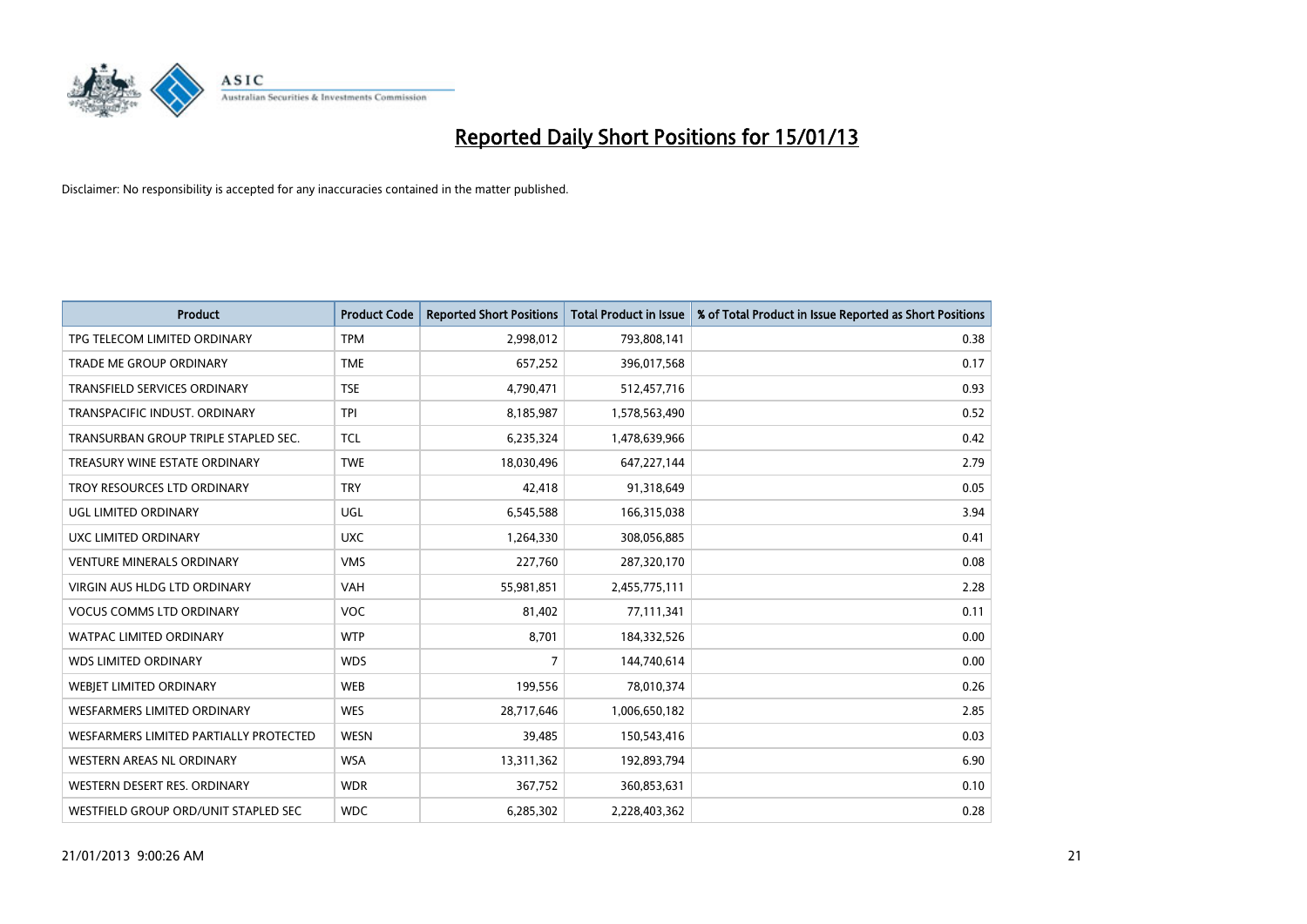# Reported Daily Short Positions for 15/01/13

Disclaimer: No responsibility is accepted for any inaccuracies contained in the matter published.

| Product | Product Code | Reported Short Positions | Total Product in Issue | % of Total Product in Issue Reported as Short Positions |
|---|---|---|---|---|
| TPG TELECOM LIMITED ORDINARY | TPM | 2,998,012 | 793,808,141 | 0.38 |
| TRADE ME GROUP ORDINARY | TME | 657,252 | 396,017,568 | 0.17 |
| TRANSFIELD SERVICES ORDINARY | TSE | 4,790,471 | 512,457,716 | 0.93 |
| TRANSPACIFIC INDUST. ORDINARY | TPI | 8,185,987 | 1,578,563,490 | 0.52 |
| TRANSURBAN GROUP TRIPLE STAPLED SEC. | TCL | 6,235,324 | 1,478,639,966 | 0.42 |
| TREASURY WINE ESTATE ORDINARY | TWE | 18,030,496 | 647,227,144 | 2.79 |
| TROY RESOURCES LTD ORDINARY | TRY | 42,418 | 91,318,649 | 0.05 |
| UGL LIMITED ORDINARY | UGL | 6,545,588 | 166,315,038 | 3.94 |
| UXC LIMITED ORDINARY | UXC | 1,264,330 | 308,056,885 | 0.41 |
| VENTURE MINERALS ORDINARY | VMS | 227,760 | 287,320,170 | 0.08 |
| VIRGIN AUS HLDG LTD ORDINARY | VAH | 55,981,851 | 2,455,775,111 | 2.28 |
| VOCUS COMMS LTD ORDINARY | VOC | 81,402 | 77,111,341 | 0.11 |
| WATPAC LIMITED ORDINARY | WTP | 8,701 | 184,332,526 | 0.00 |
| WDS LIMITED ORDINARY | WDS | 7 | 144,740,614 | 0.00 |
| WEBJET LIMITED ORDINARY | WEB | 199,556 | 78,010,374 | 0.26 |
| WESFARMERS LIMITED ORDINARY | WES | 28,717,646 | 1,006,650,182 | 2.85 |
| WESFARMERS LIMITED PARTIALLY PROTECTED | WESN | 39,485 | 150,543,416 | 0.03 |
| WESTERN AREAS NL ORDINARY | WSA | 13,311,362 | 192,893,794 | 6.90 |
| WESTERN DESERT RES. ORDINARY | WDR | 367,752 | 360,853,631 | 0.10 |
| WESTFIELD GROUP ORD/UNIT STAPLED SEC | WDC | 6,285,302 | 2,228,403,362 | 0.28 |

21/01/2013 9:00:26 AM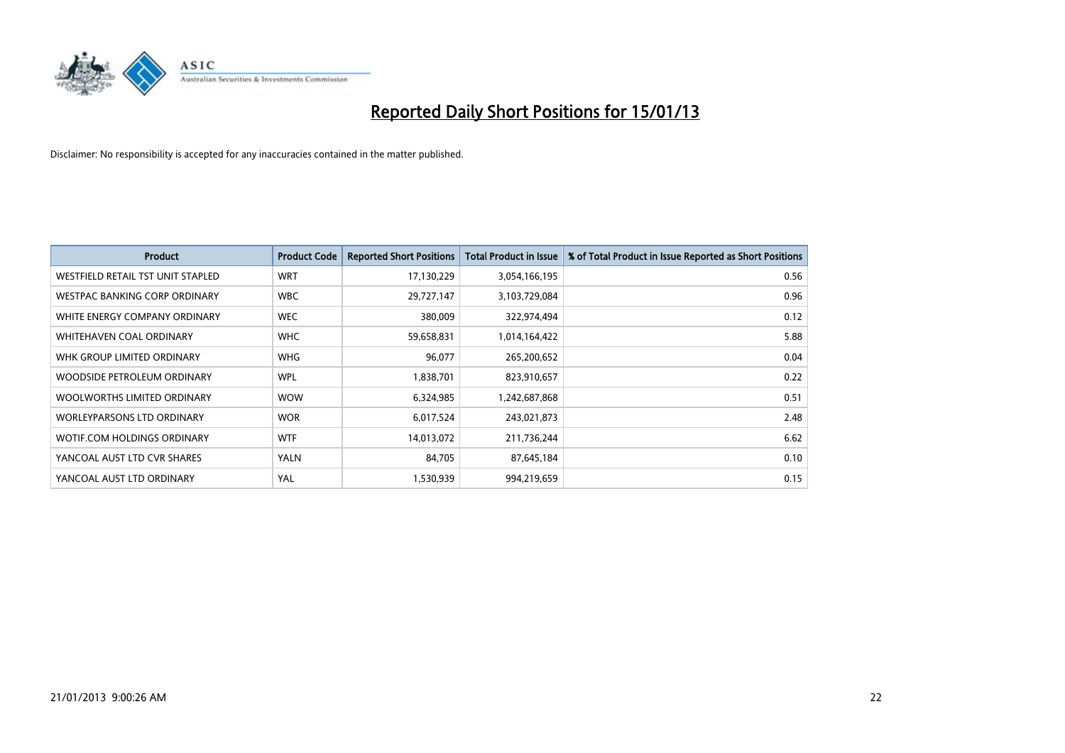# Reported Daily Short Positions for 15/01/13

Disclaimer: No responsibility is accepted for any inaccuracies contained in the matter published.

| Product | Product Code | Reported Short Positions | Total Product in Issue | % of Total Product in Issue Reported as Short Positions |
|---|---|---|---|---|
| WESTFIELD RETAIL TST UNIT STAPLED | WRT | 17,130,229 | 3,054,166,195 | 0.56 |
| WESTPAC BANKING CORP ORDINARY | WBC | 29,727,147 | 3,103,729,084 | 0.96 |
| WHITE ENERGY COMPANY ORDINARY | WEC | 380,009 | 322,974,494 | 0.12 |
| WHITEHAVEN COAL ORDINARY | WHC | 59,658,831 | 1,014,164,422 | 5.88 |
| WHK GROUP LIMITED ORDINARY | WHG | 96,077 | 265,200,652 | 0.04 |
| WOODSIDE PETROLEUM ORDINARY | WPL | 1,838,701 | 823,910,657 | 0.22 |
| WOOLWORTHS LIMITED ORDINARY | WOW | 6,324,985 | 1,242,687,868 | 0.51 |
| WORLEYPARSONS LTD ORDINARY | WOR | 6,017,524 | 243,021,873 | 2.48 |
| WOTIF.COM HOLDINGS ORDINARY | WTF | 14,013,072 | 211,736,244 | 6.62 |
| YANCOAL AUST LTD CVR SHARES | YALN | 84,705 | 87,645,184 | 0.10 |
| YANCOAL AUST LTD ORDINARY | YAL | 1,530,939 | 994,219,659 | 0.15 |